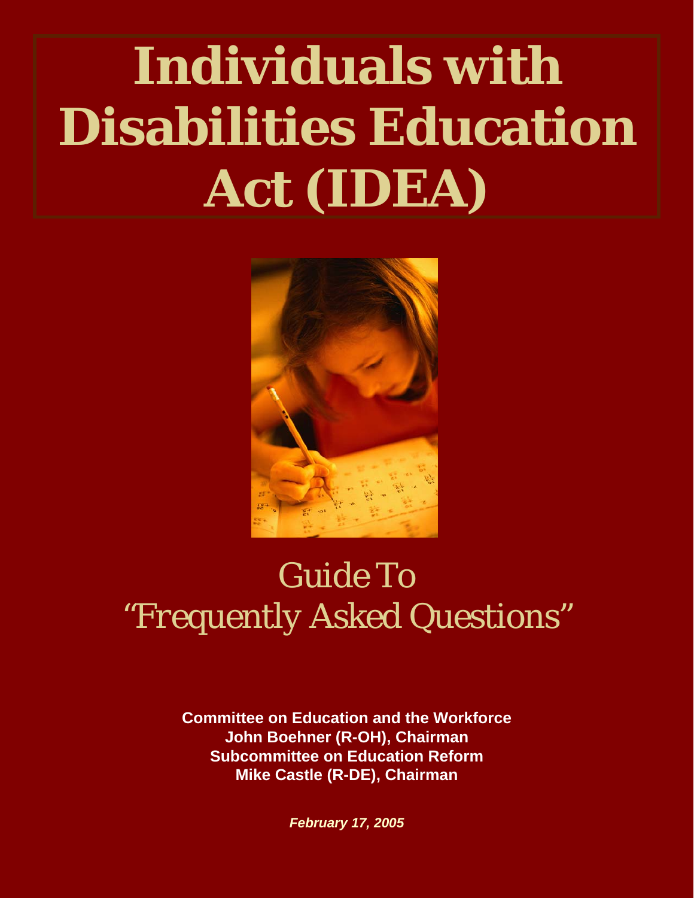# Individuals with Disabilities Education Act (IDEA)

## Guide To "Frequently Asked Questions"

**Committee on Education and the Workforce**
**John Boehner (R-OH), Chairman**
**Subcommittee on Education Reform**
**Mike Castle (R-DE), Chairman**

***February 17, 2005***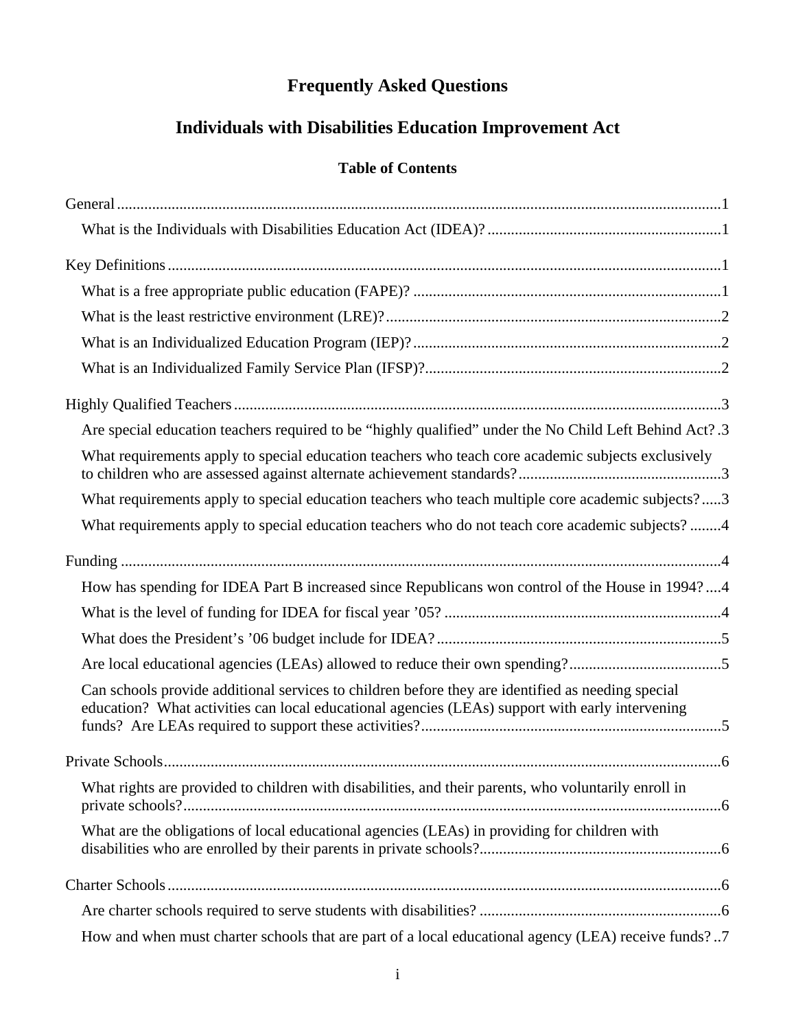# Frequently Asked Questions

# Individuals with Disabilities Education Improvement Act

### Table of Contents

General ..... 1

- What is the Individuals with Disabilities Education Act (IDEA)? ..... 1

Key Definitions ..... 1

- What is a free appropriate public education (FAPE)? ..... 1
- What is the least restrictive environment (LRE)? ..... 2
- What is an Individualized Education Program (IEP)? ..... 2
- What is an Individualized Family Service Plan (IFSP)? ..... 2

Highly Qualified Teachers ..... 3

- Are special education teachers required to be "highly qualified" under the No Child Left Behind Act? ..... 3
- What requirements apply to special education teachers who teach core academic subjects exclusively to children who are assessed against alternate achievement standards? ..... 3
- What requirements apply to special education teachers who teach multiple core academic subjects? ..... 3
- What requirements apply to special education teachers who do not teach core academic subjects? ..... 4

Funding ..... 4

- How has spending for IDEA Part B increased since Republicans won control of the House in 1994? ..... 4
- What is the level of funding for IDEA for fiscal year '05? ..... 4
- What does the President's '06 budget include for IDEA? ..... 5
- Are local educational agencies (LEAs) allowed to reduce their own spending? ..... 5
- Can schools provide additional services to children before they are identified as needing special education? What activities can local educational agencies (LEAs) support with early intervening funds? Are LEAs required to support these activities? ..... 5

Private Schools ..... 6

- What rights are provided to children with disabilities, and their parents, who voluntarily enroll in private schools? ..... 6
- What are the obligations of local educational agencies (LEAs) in providing for children with disabilities who are enrolled by their parents in private schools? ..... 6

Charter Schools ..... 6

- Are charter schools required to serve students with disabilities? ..... 6
- How and when must charter schools that are part of a local educational agency (LEA) receive funds? ..... 7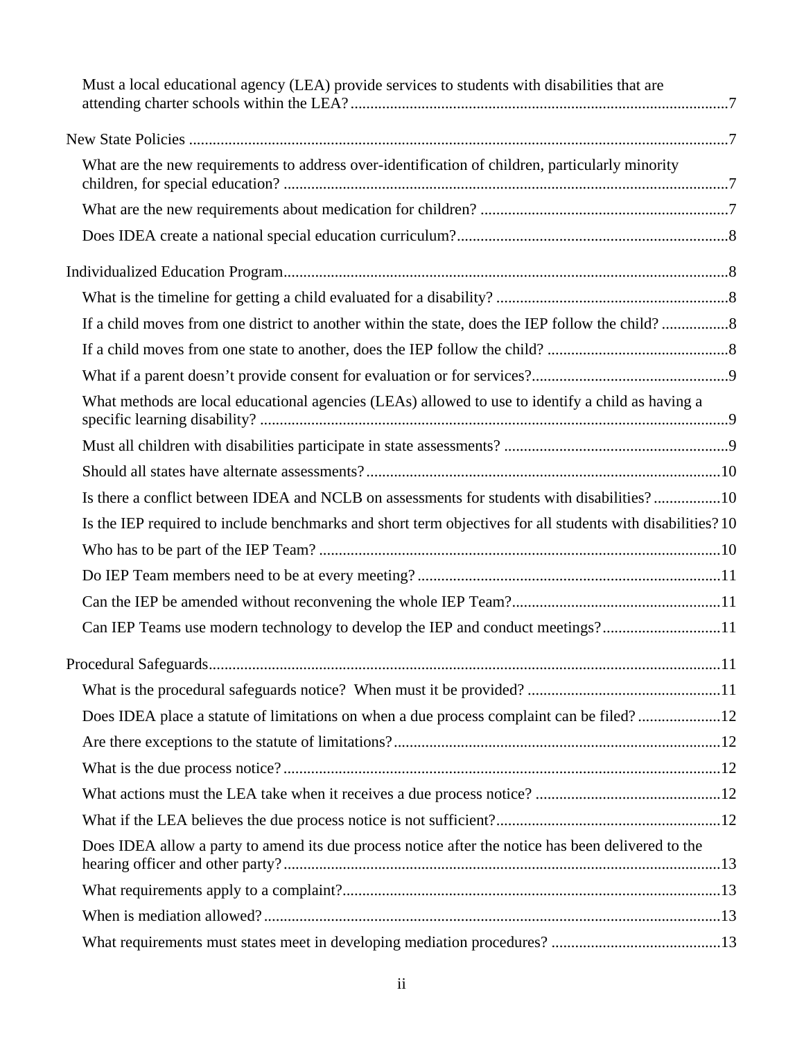Must a local educational agency (LEA) provide services to students with disabilities that are attending charter schools within the LEA? ....... 7

New State Policies ....... 7

What are the new requirements to address over-identification of children, particularly minority children, for special education? ....... 7

What are the new requirements about medication for children? ....... 7

Does IDEA create a national special education curriculum? ....... 8

Individualized Education Program ....... 8

What is the timeline for getting a child evaluated for a disability? ....... 8

If a child moves from one district to another within the state, does the IEP follow the child? ....... 8

If a child moves from one state to another, does the IEP follow the child? ....... 8

What if a parent doesn't provide consent for evaluation or for services? ....... 9

What methods are local educational agencies (LEAs) allowed to use to identify a child as having a specific learning disability? ....... 9

Must all children with disabilities participate in state assessments? ....... 9

Should all states have alternate assessments? ....... 10

Is there a conflict between IDEA and NCLB on assessments for students with disabilities? ....... 10

Is the IEP required to include benchmarks and short term objectives for all students with disabilities? 10

Who has to be part of the IEP Team? ....... 10

Do IEP Team members need to be at every meeting? ....... 11

Can the IEP be amended without reconvening the whole IEP Team? ....... 11

Can IEP Teams use modern technology to develop the IEP and conduct meetings? ....... 11

Procedural Safeguards ....... 11

What is the procedural safeguards notice? When must it be provided? ....... 11

Does IDEA place a statute of limitations on when a due process complaint can be filed? ....... 12

Are there exceptions to the statute of limitations? ....... 12

What is the due process notice? ....... 12

What actions must the LEA take when it receives a due process notice? ....... 12

What if the LEA believes the due process notice is not sufficient? ....... 12

Does IDEA allow a party to amend its due process notice after the notice has been delivered to the hearing officer and other party? ....... 13

What requirements apply to a complaint? ....... 13

When is mediation allowed? ....... 13

What requirements must states meet in developing mediation procedures? ....... 13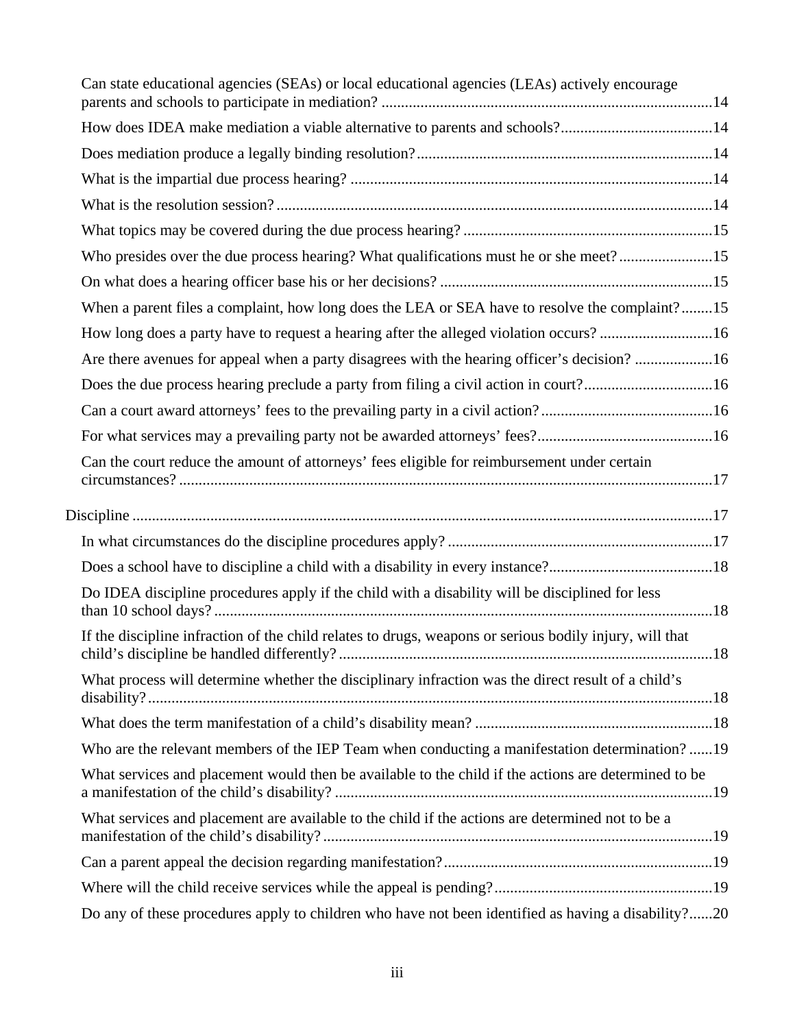Can state educational agencies (SEAs) or local educational agencies (LEAs) actively encourage parents and schools to participate in mediation? ....................................................................................14

How does IDEA make mediation a viable alternative to parents and schools?.......................................14

Does mediation produce a legally binding resolution?...........................................................................14

What is the impartial due process hearing? ............................................................................................14

What is the resolution session? ...............................................................................................................14

What topics may be covered during the due process hearing? ...............................................................15

Who presides over the due process hearing? What qualifications must he or she meet? ........................15

On what does a hearing officer base his or her decisions? .....................................................................15

When a parent files a complaint, how long does the LEA or SEA have to resolve the complaint?........15

How long does a party have to request a hearing after the alleged violation occurs? ............................16

Are there avenues for appeal when a party disagrees with the hearing officer's decision? ....................16

Does the due process hearing preclude a party from filing a civil action in court?.................................16

Can a court award attorneys' fees to the prevailing party in a civil action? ...........................................16

For what services may a prevailing party not be awarded attorneys' fees?............................................16

Can the court reduce the amount of attorneys' fees eligible for reimbursement under certain circumstances? .......................................................................................................................................17

Discipline ...................................................................................................................................................17

In what circumstances do the discipline procedures apply? ...................................................................17

Does a school have to discipline a child with a disability in every instance?.........................................18

Do IDEA discipline procedures apply if the child with a disability will be disciplined for less than 10 school days? ..............................................................................................................................18

If the discipline infraction of the child relates to drugs, weapons or serious bodily injury, will that child's discipline be handled differently? ...............................................................................................18

What process will determine whether the disciplinary infraction was the direct result of a child's disability? ..............................................................................................................................................18

What does the term manifestation of a child's disability mean? ............................................................18

Who are the relevant members of the IEP Team when conducting a manifestation determination? ......19

What services and placement would then be available to the child if the actions are determined to be a manifestation of the child's disability? ................................................................................................19

What services and placement are available to the child if the actions are determined not to be a manifestation of the child's disability? ..................................................................................................19

Can a parent appeal the decision regarding manifestation?....................................................................19

Where will the child receive services while the appeal is pending? .......................................................19

Do any of these procedures apply to children who have not been identified as having a disability?......20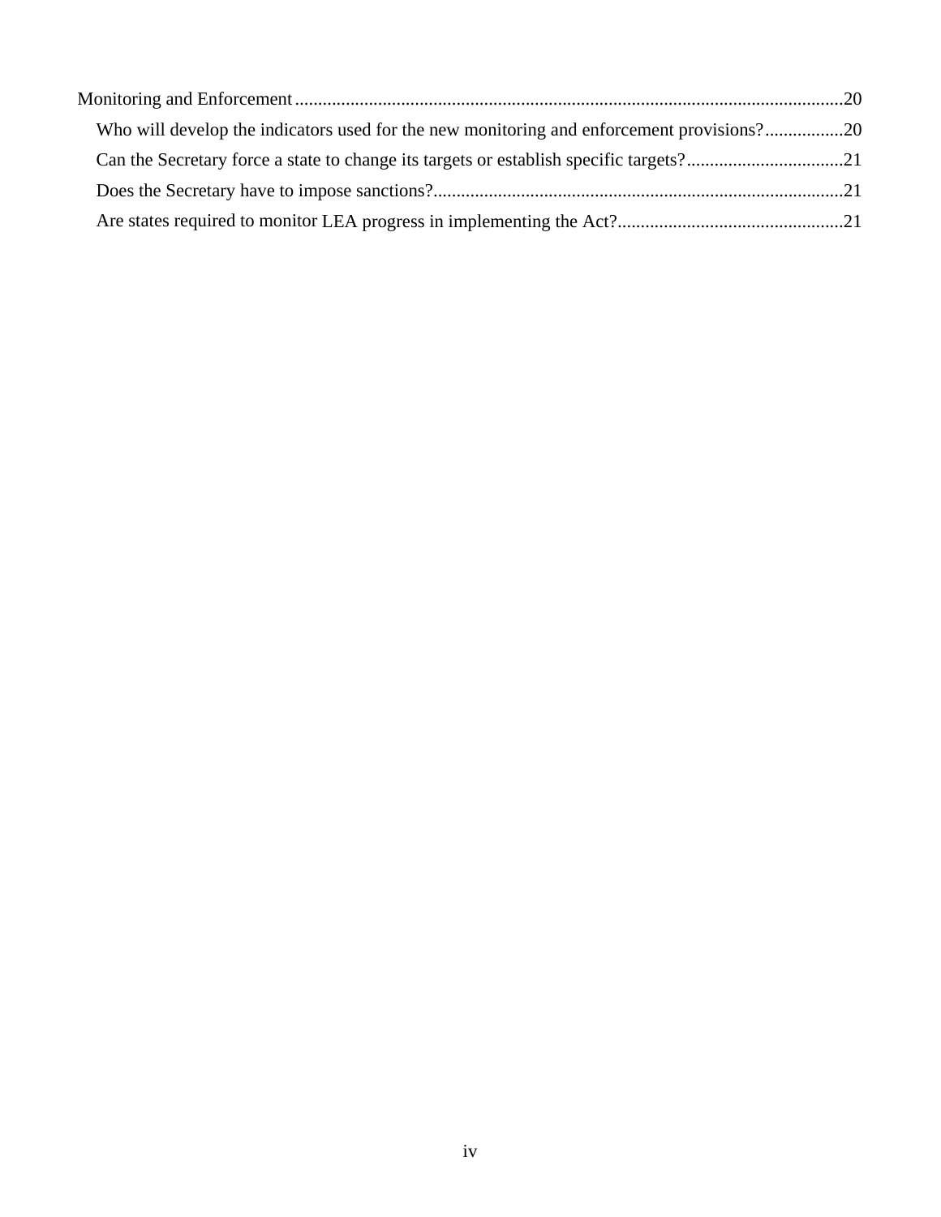Monitoring and Enforcement ..................................................................................................................20
- Who will develop the indicators used for the new monitoring and enforcement provisions? .................20
- Can the Secretary force a state to change its targets or establish specific targets? ..................................21
- Does the Secretary have to impose sanctions? ........................................................................................21
- Are states required to monitor LEA progress in implementing the Act? .................................................21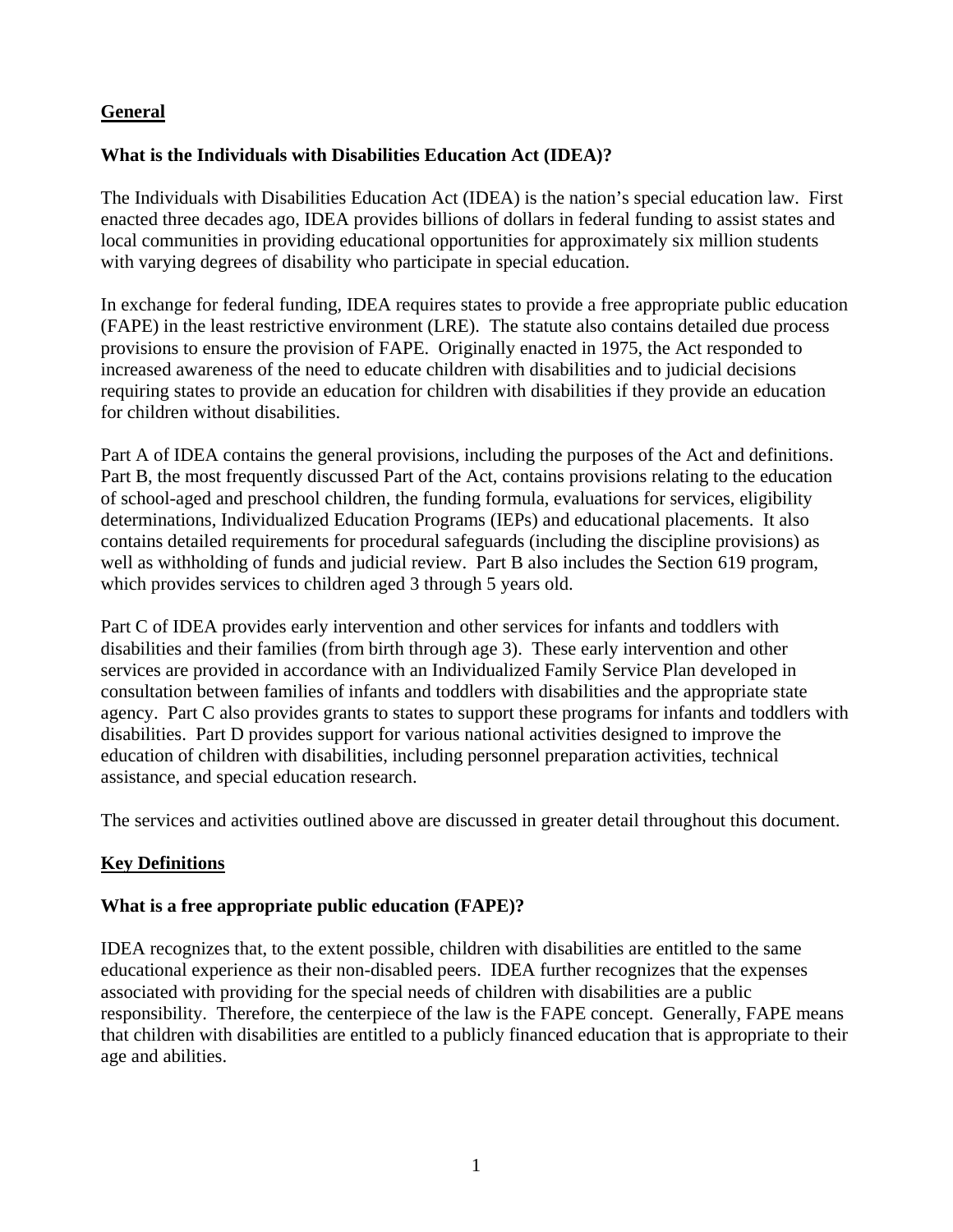## General

### What is the Individuals with Disabilities Education Act (IDEA)?

The Individuals with Disabilities Education Act (IDEA) is the nation's special education law. First enacted three decades ago, IDEA provides billions of dollars in federal funding to assist states and local communities in providing educational opportunities for approximately six million students with varying degrees of disability who participate in special education.

In exchange for federal funding, IDEA requires states to provide a free appropriate public education (FAPE) in the least restrictive environment (LRE). The statute also contains detailed due process provisions to ensure the provision of FAPE. Originally enacted in 1975, the Act responded to increased awareness of the need to educate children with disabilities and to judicial decisions requiring states to provide an education for children with disabilities if they provide an education for children without disabilities.

Part A of IDEA contains the general provisions, including the purposes of the Act and definitions. Part B, the most frequently discussed Part of the Act, contains provisions relating to the education of school-aged and preschool children, the funding formula, evaluations for services, eligibility determinations, Individualized Education Programs (IEPs) and educational placements. It also contains detailed requirements for procedural safeguards (including the discipline provisions) as well as withholding of funds and judicial review. Part B also includes the Section 619 program, which provides services to children aged 3 through 5 years old.

Part C of IDEA provides early intervention and other services for infants and toddlers with disabilities and their families (from birth through age 3). These early intervention and other services are provided in accordance with an Individualized Family Service Plan developed in consultation between families of infants and toddlers with disabilities and the appropriate state agency. Part C also provides grants to states to support these programs for infants and toddlers with disabilities. Part D provides support for various national activities designed to improve the education of children with disabilities, including personnel preparation activities, technical assistance, and special education research.

The services and activities outlined above are discussed in greater detail throughout this document.

## Key Definitions

### What is a free appropriate public education (FAPE)?

IDEA recognizes that, to the extent possible, children with disabilities are entitled to the same educational experience as their non-disabled peers. IDEA further recognizes that the expenses associated with providing for the special needs of children with disabilities are a public responsibility. Therefore, the centerpiece of the law is the FAPE concept. Generally, FAPE means that children with disabilities are entitled to a publicly financed education that is appropriate to their age and abilities.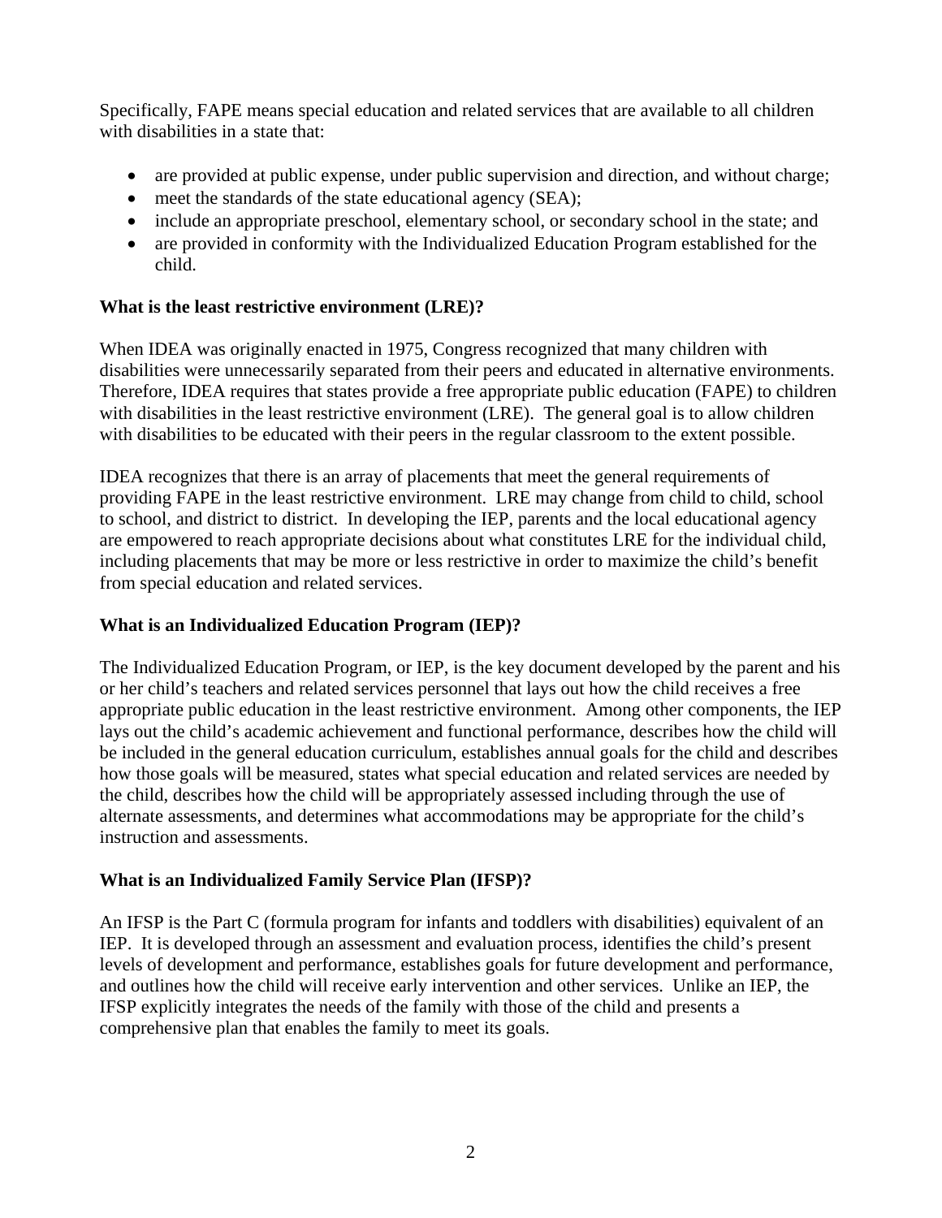Specifically, FAPE means special education and related services that are available to all children with disabilities in a state that:

- are provided at public expense, under public supervision and direction, and without charge;
- meet the standards of the state educational agency (SEA);
- include an appropriate preschool, elementary school, or secondary school in the state; and
- are provided in conformity with the Individualized Education Program established for the child.

**What is the least restrictive environment (LRE)?**

When IDEA was originally enacted in 1975, Congress recognized that many children with disabilities were unnecessarily separated from their peers and educated in alternative environments. Therefore, IDEA requires that states provide a free appropriate public education (FAPE) to children with disabilities in the least restrictive environment (LRE). The general goal is to allow children with disabilities to be educated with their peers in the regular classroom to the extent possible.

IDEA recognizes that there is an array of placements that meet the general requirements of providing FAPE in the least restrictive environment. LRE may change from child to child, school to school, and district to district. In developing the IEP, parents and the local educational agency are empowered to reach appropriate decisions about what constitutes LRE for the individual child, including placements that may be more or less restrictive in order to maximize the child's benefit from special education and related services.

**What is an Individualized Education Program (IEP)?**

The Individualized Education Program, or IEP, is the key document developed by the parent and his or her child's teachers and related services personnel that lays out how the child receives a free appropriate public education in the least restrictive environment. Among other components, the IEP lays out the child's academic achievement and functional performance, describes how the child will be included in the general education curriculum, establishes annual goals for the child and describes how those goals will be measured, states what special education and related services are needed by the child, describes how the child will be appropriately assessed including through the use of alternate assessments, and determines what accommodations may be appropriate for the child's instruction and assessments.

**What is an Individualized Family Service Plan (IFSP)?**

An IFSP is the Part C (formula program for infants and toddlers with disabilities) equivalent of an IEP. It is developed through an assessment and evaluation process, identifies the child's present levels of development and performance, establishes goals for future development and performance, and outlines how the child will receive early intervention and other services. Unlike an IEP, the IFSP explicitly integrates the needs of the family with those of the child and presents a comprehensive plan that enables the family to meet its goals.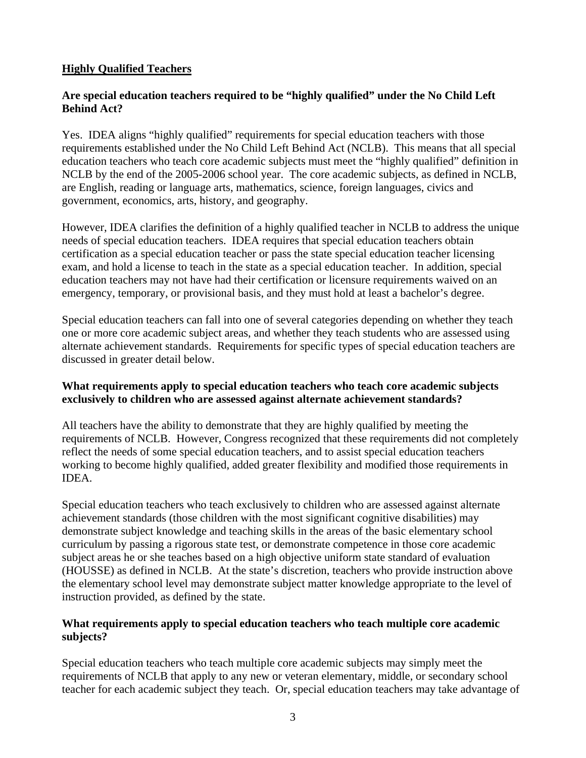## Highly Qualified Teachers

### Are special education teachers required to be "highly qualified" under the No Child Left Behind Act?

Yes. IDEA aligns "highly qualified" requirements for special education teachers with those requirements established under the No Child Left Behind Act (NCLB). This means that all special education teachers who teach core academic subjects must meet the "highly qualified" definition in NCLB by the end of the 2005-2006 school year. The core academic subjects, as defined in NCLB, are English, reading or language arts, mathematics, science, foreign languages, civics and government, economics, arts, history, and geography.

However, IDEA clarifies the definition of a highly qualified teacher in NCLB to address the unique needs of special education teachers. IDEA requires that special education teachers obtain certification as a special education teacher or pass the state special education teacher licensing exam, and hold a license to teach in the state as a special education teacher. In addition, special education teachers may not have had their certification or licensure requirements waived on an emergency, temporary, or provisional basis, and they must hold at least a bachelor's degree.

Special education teachers can fall into one of several categories depending on whether they teach one or more core academic subject areas, and whether they teach students who are assessed using alternate achievement standards. Requirements for specific types of special education teachers are discussed in greater detail below.

### What requirements apply to special education teachers who teach core academic subjects exclusively to children who are assessed against alternate achievement standards?

All teachers have the ability to demonstrate that they are highly qualified by meeting the requirements of NCLB. However, Congress recognized that these requirements did not completely reflect the needs of some special education teachers, and to assist special education teachers working to become highly qualified, added greater flexibility and modified those requirements in IDEA.

Special education teachers who teach exclusively to children who are assessed against alternate achievement standards (those children with the most significant cognitive disabilities) may demonstrate subject knowledge and teaching skills in the areas of the basic elementary school curriculum by passing a rigorous state test, or demonstrate competence in those core academic subject areas he or she teaches based on a high objective uniform state standard of evaluation (HOUSSE) as defined in NCLB. At the state's discretion, teachers who provide instruction above the elementary school level may demonstrate subject matter knowledge appropriate to the level of instruction provided, as defined by the state.

### What requirements apply to special education teachers who teach multiple core academic subjects?

Special education teachers who teach multiple core academic subjects may simply meet the requirements of NCLB that apply to any new or veteran elementary, middle, or secondary school teacher for each academic subject they teach. Or, special education teachers may take advantage of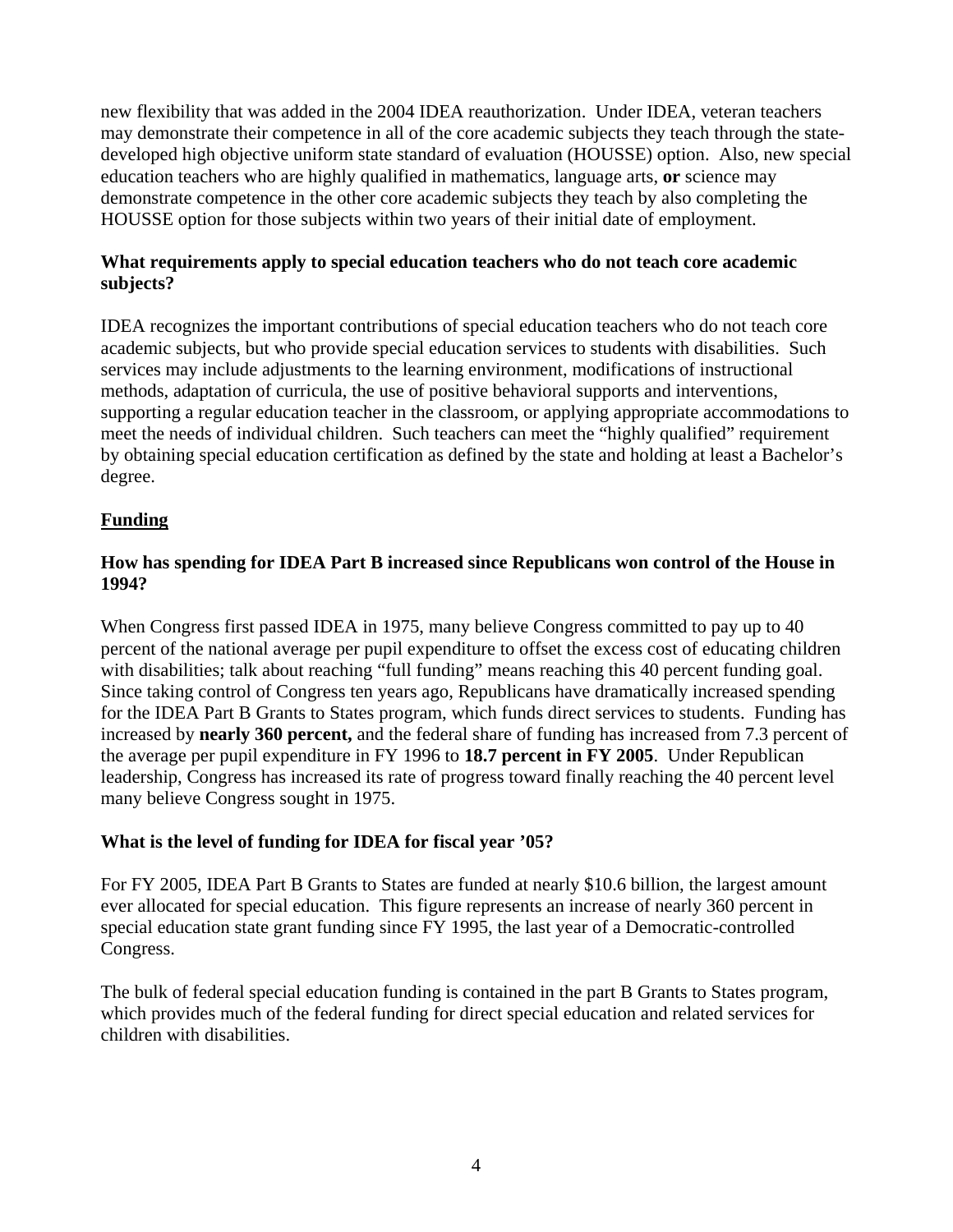new flexibility that was added in the 2004 IDEA reauthorization. Under IDEA, veteran teachers may demonstrate their competence in all of the core academic subjects they teach through the state-developed high objective uniform state standard of evaluation (HOUSSE) option. Also, new special education teachers who are highly qualified in mathematics, language arts, **or** science may demonstrate competence in the other core academic subjects they teach by also completing the HOUSSE option for those subjects within two years of their initial date of employment.

**What requirements apply to special education teachers who do not teach core academic subjects?**

IDEA recognizes the important contributions of special education teachers who do not teach core academic subjects, but who provide special education services to students with disabilities. Such services may include adjustments to the learning environment, modifications of instructional methods, adaptation of curricula, the use of positive behavioral supports and interventions, supporting a regular education teacher in the classroom, or applying appropriate accommodations to meet the needs of individual children. Such teachers can meet the "highly qualified" requirement by obtaining special education certification as defined by the state and holding at least a Bachelor's degree.

## Funding

**How has spending for IDEA Part B increased since Republicans won control of the House in 1994?**

When Congress first passed IDEA in 1975, many believe Congress committed to pay up to 40 percent of the national average per pupil expenditure to offset the excess cost of educating children with disabilities; talk about reaching "full funding" means reaching this 40 percent funding goal. Since taking control of Congress ten years ago, Republicans have dramatically increased spending for the IDEA Part B Grants to States program, which funds direct services to students. Funding has increased by **nearly 360 percent,** and the federal share of funding has increased from 7.3 percent of the average per pupil expenditure in FY 1996 to **18.7 percent in FY 2005**. Under Republican leadership, Congress has increased its rate of progress toward finally reaching the 40 percent level many believe Congress sought in 1975.

**What is the level of funding for IDEA for fiscal year '05?**

For FY 2005, IDEA Part B Grants to States are funded at nearly $10.6 billion, the largest amount ever allocated for special education. This figure represents an increase of nearly 360 percent in special education state grant funding since FY 1995, the last year of a Democratic-controlled Congress.

The bulk of federal special education funding is contained in the part B Grants to States program, which provides much of the federal funding for direct special education and related services for children with disabilities.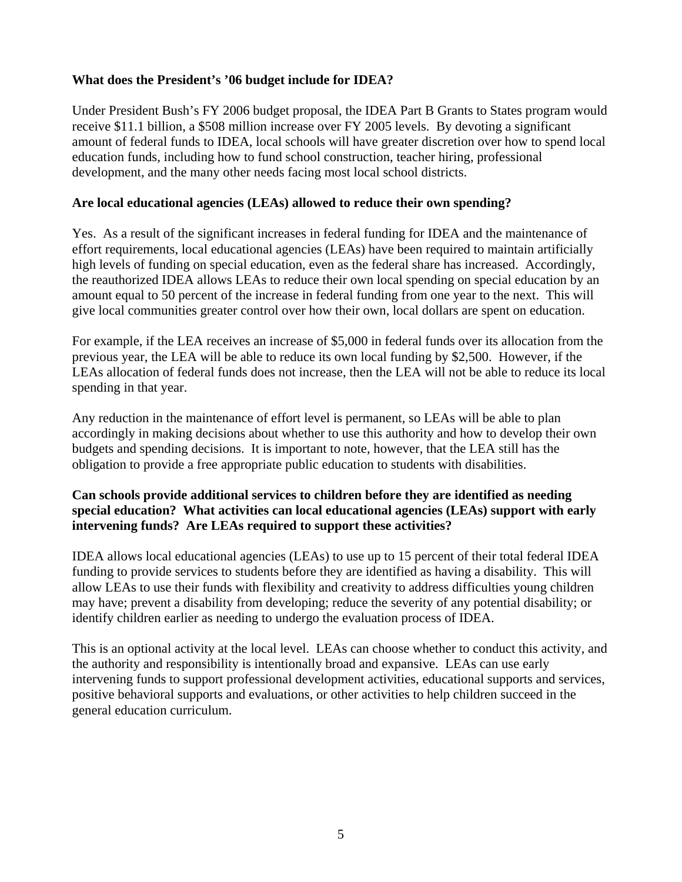**What does the President's '06 budget include for IDEA?**

Under President Bush's FY 2006 budget proposal, the IDEA Part B Grants to States program would receive $11.1 billion, a $508 million increase over FY 2005 levels. By devoting a significant amount of federal funds to IDEA, local schools will have greater discretion over how to spend local education funds, including how to fund school construction, teacher hiring, professional development, and the many other needs facing most local school districts.

**Are local educational agencies (LEAs) allowed to reduce their own spending?**

Yes. As a result of the significant increases in federal funding for IDEA and the maintenance of effort requirements, local educational agencies (LEAs) have been required to maintain artificially high levels of funding on special education, even as the federal share has increased. Accordingly, the reauthorized IDEA allows LEAs to reduce their own local spending on special education by an amount equal to 50 percent of the increase in federal funding from one year to the next. This will give local communities greater control over how their own, local dollars are spent on education.

For example, if the LEA receives an increase of $5,000 in federal funds over its allocation from the previous year, the LEA will be able to reduce its own local funding by $2,500. However, if the LEAs allocation of federal funds does not increase, then the LEA will not be able to reduce its local spending in that year.

Any reduction in the maintenance of effort level is permanent, so LEAs will be able to plan accordingly in making decisions about whether to use this authority and how to develop their own budgets and spending decisions. It is important to note, however, that the LEA still has the obligation to provide a free appropriate public education to students with disabilities.

**Can schools provide additional services to children before they are identified as needing special education? What activities can local educational agencies (LEAs) support with early intervening funds? Are LEAs required to support these activities?**

IDEA allows local educational agencies (LEAs) to use up to 15 percent of their total federal IDEA funding to provide services to students before they are identified as having a disability. This will allow LEAs to use their funds with flexibility and creativity to address difficulties young children may have; prevent a disability from developing; reduce the severity of any potential disability; or identify children earlier as needing to undergo the evaluation process of IDEA.

This is an optional activity at the local level. LEAs can choose whether to conduct this activity, and the authority and responsibility is intentionally broad and expansive. LEAs can use early intervening funds to support professional development activities, educational supports and services, positive behavioral supports and evaluations, or other activities to help children succeed in the general education curriculum.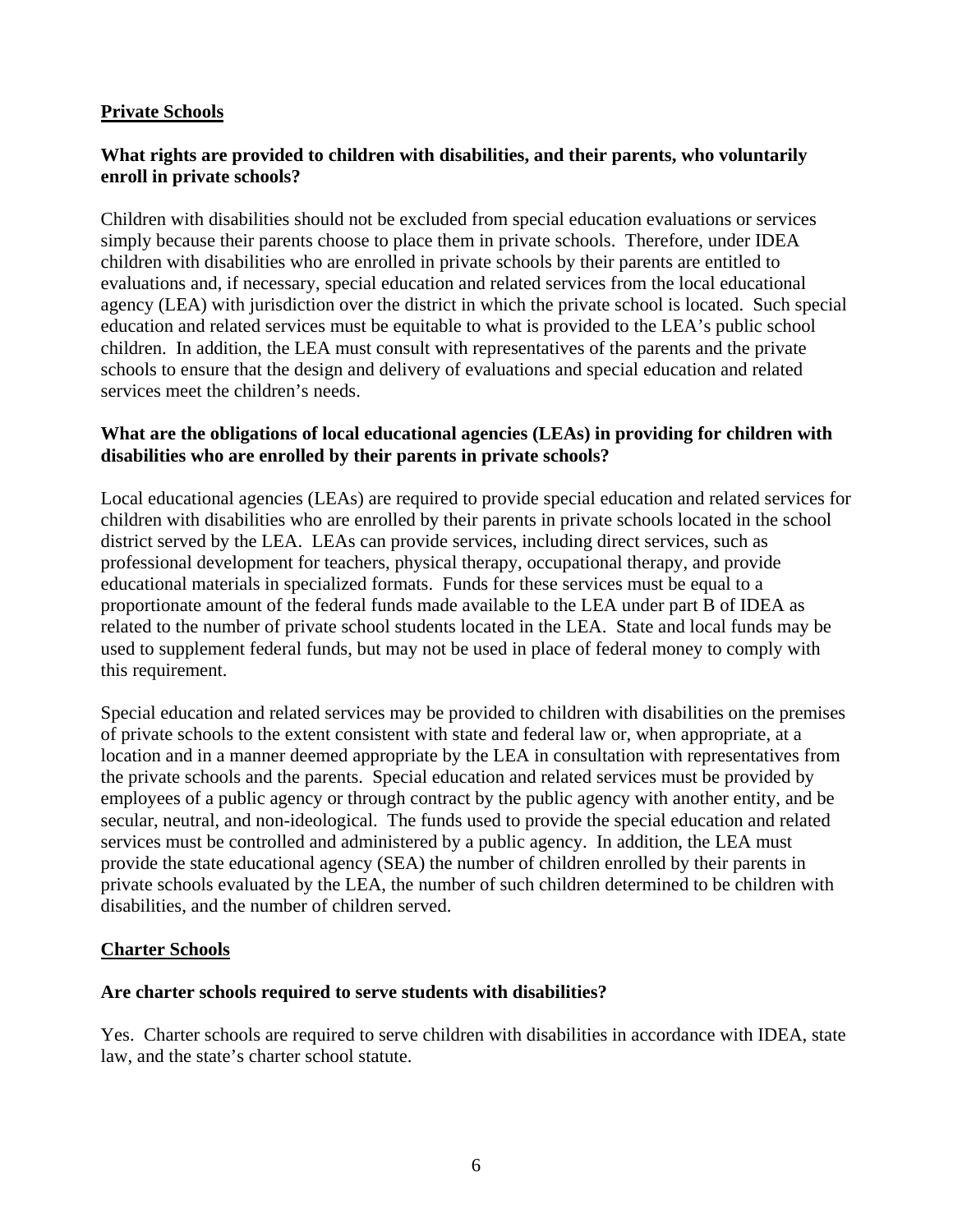## Private Schools

### What rights are provided to children with disabilities, and their parents, who voluntarily enroll in private schools?

Children with disabilities should not be excluded from special education evaluations or services simply because their parents choose to place them in private schools. Therefore, under IDEA children with disabilities who are enrolled in private schools by their parents are entitled to evaluations and, if necessary, special education and related services from the local educational agency (LEA) with jurisdiction over the district in which the private school is located. Such special education and related services must be equitable to what is provided to the LEA's public school children. In addition, the LEA must consult with representatives of the parents and the private schools to ensure that the design and delivery of evaluations and special education and related services meet the children's needs.

### What are the obligations of local educational agencies (LEAs) in providing for children with disabilities who are enrolled by their parents in private schools?

Local educational agencies (LEAs) are required to provide special education and related services for children with disabilities who are enrolled by their parents in private schools located in the school district served by the LEA. LEAs can provide services, including direct services, such as professional development for teachers, physical therapy, occupational therapy, and provide educational materials in specialized formats. Funds for these services must be equal to a proportionate amount of the federal funds made available to the LEA under part B of IDEA as related to the number of private school students located in the LEA. State and local funds may be used to supplement federal funds, but may not be used in place of federal money to comply with this requirement.

Special education and related services may be provided to children with disabilities on the premises of private schools to the extent consistent with state and federal law or, when appropriate, at a location and in a manner deemed appropriate by the LEA in consultation with representatives from the private schools and the parents. Special education and related services must be provided by employees of a public agency or through contract by the public agency with another entity, and be secular, neutral, and non-ideological. The funds used to provide the special education and related services must be controlled and administered by a public agency. In addition, the LEA must provide the state educational agency (SEA) the number of children enrolled by their parents in private schools evaluated by the LEA, the number of such children determined to be children with disabilities, and the number of children served.

## Charter Schools

### Are charter schools required to serve students with disabilities?

Yes. Charter schools are required to serve children with disabilities in accordance with IDEA, state law, and the state's charter school statute.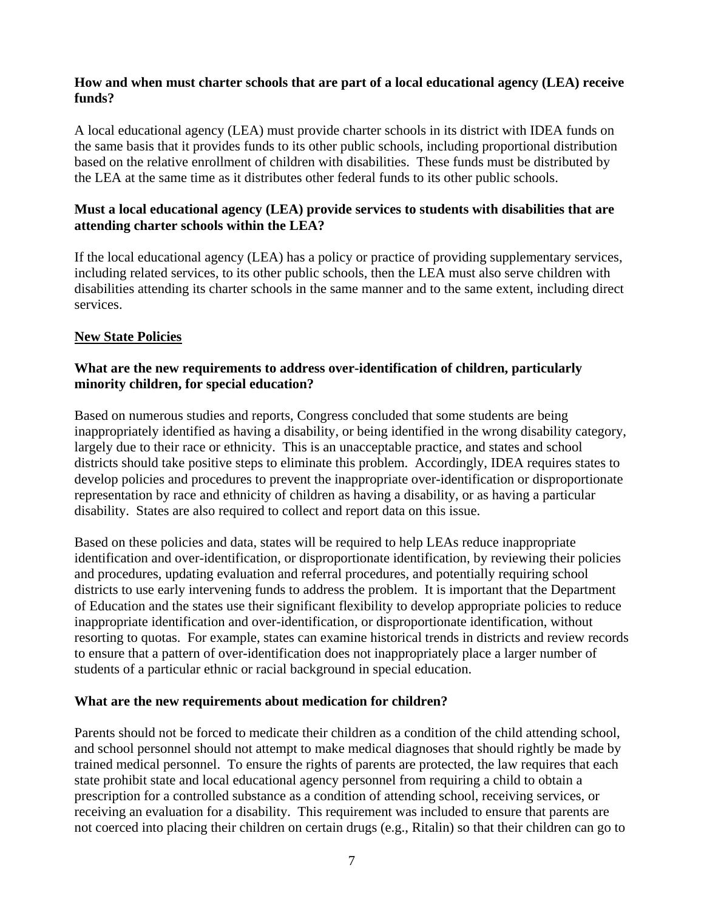**How and when must charter schools that are part of a local educational agency (LEA) receive funds?**

A local educational agency (LEA) must provide charter schools in its district with IDEA funds on the same basis that it provides funds to its other public schools, including proportional distribution based on the relative enrollment of children with disabilities. These funds must be distributed by the LEA at the same time as it distributes other federal funds to its other public schools.

**Must a local educational agency (LEA) provide services to students with disabilities that are attending charter schools within the LEA?**

If the local educational agency (LEA) has a policy or practice of providing supplementary services, including related services, to its other public schools, then the LEA must also serve children with disabilities attending its charter schools in the same manner and to the same extent, including direct services.

## New State Policies

**What are the new requirements to address over-identification of children, particularly minority children, for special education?**

Based on numerous studies and reports, Congress concluded that some students are being inappropriately identified as having a disability, or being identified in the wrong disability category, largely due to their race or ethnicity. This is an unacceptable practice, and states and school districts should take positive steps to eliminate this problem. Accordingly, IDEA requires states to develop policies and procedures to prevent the inappropriate over-identification or disproportionate representation by race and ethnicity of children as having a disability, or as having a particular disability. States are also required to collect and report data on this issue.

Based on these policies and data, states will be required to help LEAs reduce inappropriate identification and over-identification, or disproportionate identification, by reviewing their policies and procedures, updating evaluation and referral procedures, and potentially requiring school districts to use early intervening funds to address the problem. It is important that the Department of Education and the states use their significant flexibility to develop appropriate policies to reduce inappropriate identification and over-identification, or disproportionate identification, without resorting to quotas. For example, states can examine historical trends in districts and review records to ensure that a pattern of over-identification does not inappropriately place a larger number of students of a particular ethnic or racial background in special education.

**What are the new requirements about medication for children?**

Parents should not be forced to medicate their children as a condition of the child attending school, and school personnel should not attempt to make medical diagnoses that should rightly be made by trained medical personnel. To ensure the rights of parents are protected, the law requires that each state prohibit state and local educational agency personnel from requiring a child to obtain a prescription for a controlled substance as a condition of attending school, receiving services, or receiving an evaluation for a disability. This requirement was included to ensure that parents are not coerced into placing their children on certain drugs (e.g., Ritalin) so that their children can go to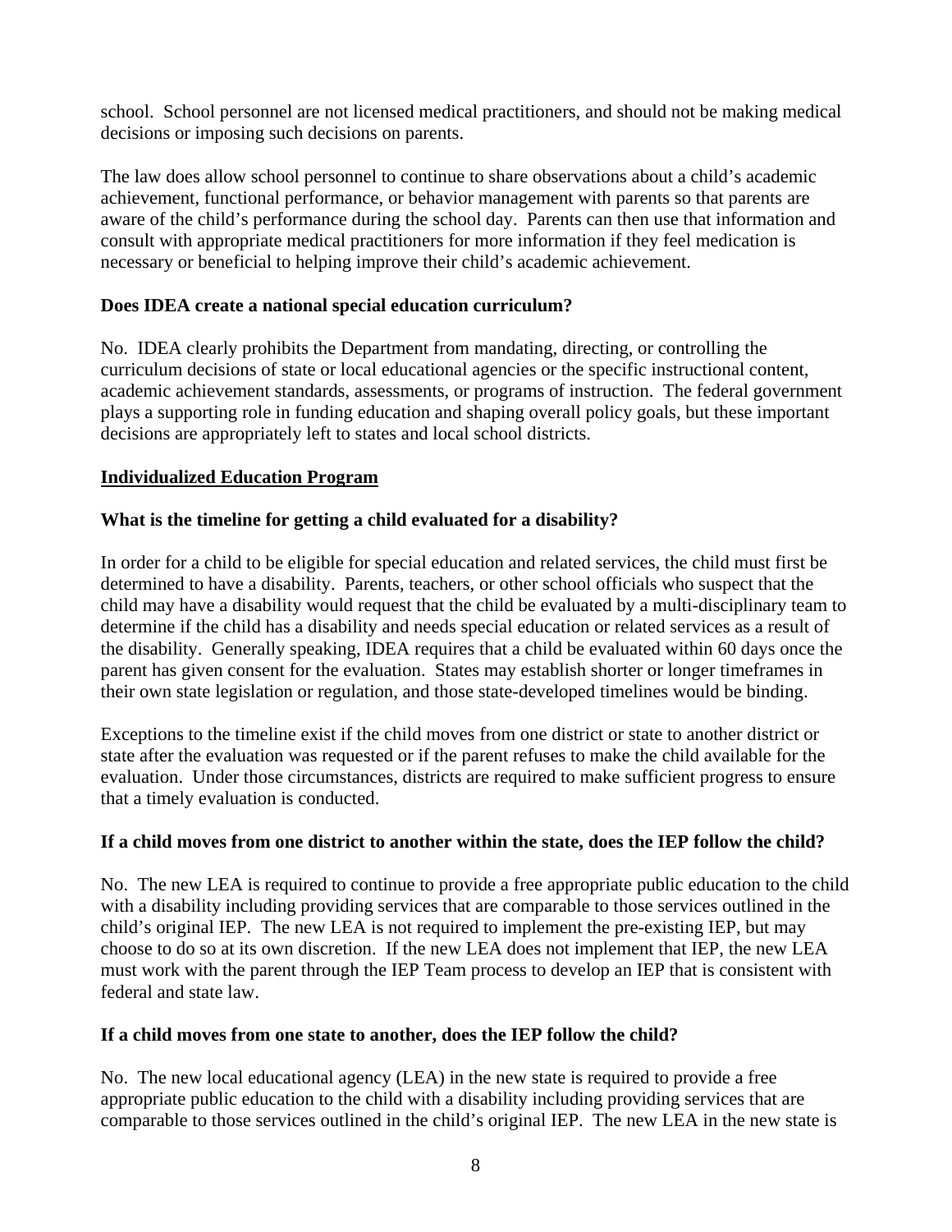school. School personnel are not licensed medical practitioners, and should not be making medical decisions or imposing such decisions on parents.

The law does allow school personnel to continue to share observations about a child's academic achievement, functional performance, or behavior management with parents so that parents are aware of the child's performance during the school day. Parents can then use that information and consult with appropriate medical practitioners for more information if they feel medication is necessary or beneficial to helping improve their child's academic achievement.

**Does IDEA create a national special education curriculum?**

No. IDEA clearly prohibits the Department from mandating, directing, or controlling the curriculum decisions of state or local educational agencies or the specific instructional content, academic achievement standards, assessments, or programs of instruction. The federal government plays a supporting role in funding education and shaping overall policy goals, but these important decisions are appropriately left to states and local school districts.

## Individualized Education Program

**What is the timeline for getting a child evaluated for a disability?**

In order for a child to be eligible for special education and related services, the child must first be determined to have a disability. Parents, teachers, or other school officials who suspect that the child may have a disability would request that the child be evaluated by a multi-disciplinary team to determine if the child has a disability and needs special education or related services as a result of the disability. Generally speaking, IDEA requires that a child be evaluated within 60 days once the parent has given consent for the evaluation. States may establish shorter or longer timeframes in their own state legislation or regulation, and those state-developed timelines would be binding.

Exceptions to the timeline exist if the child moves from one district or state to another district or state after the evaluation was requested or if the parent refuses to make the child available for the evaluation. Under those circumstances, districts are required to make sufficient progress to ensure that a timely evaluation is conducted.

**If a child moves from one district to another within the state, does the IEP follow the child?**

No. The new LEA is required to continue to provide a free appropriate public education to the child with a disability including providing services that are comparable to those services outlined in the child's original IEP. The new LEA is not required to implement the pre-existing IEP, but may choose to do so at its own discretion. If the new LEA does not implement that IEP, the new LEA must work with the parent through the IEP Team process to develop an IEP that is consistent with federal and state law.

**If a child moves from one state to another, does the IEP follow the child?**

No. The new local educational agency (LEA) in the new state is required to provide a free appropriate public education to the child with a disability including providing services that are comparable to those services outlined in the child's original IEP. The new LEA in the new state is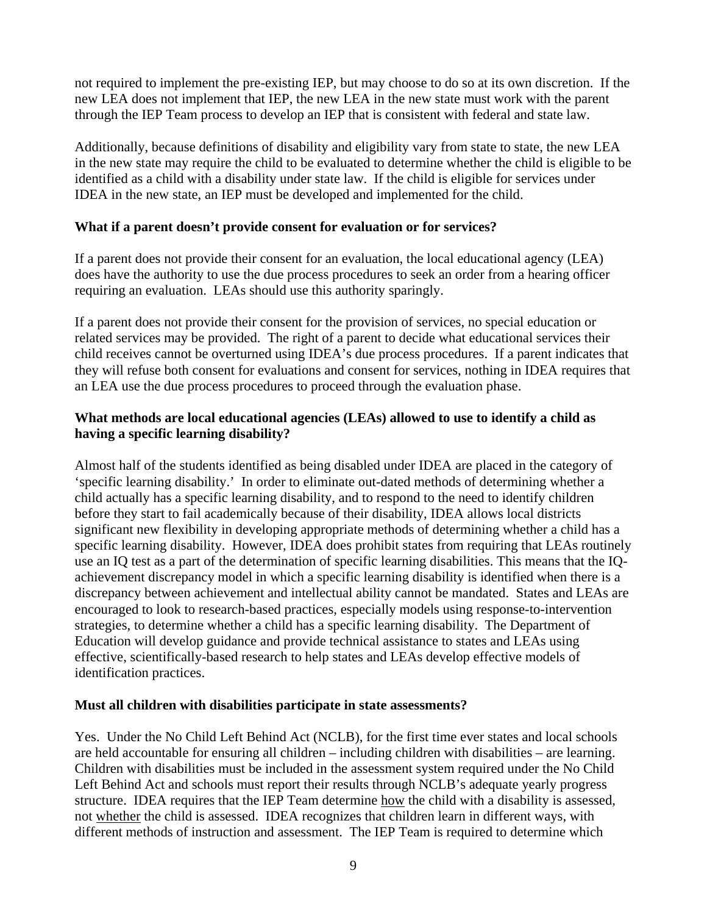not required to implement the pre-existing IEP, but may choose to do so at its own discretion. If the new LEA does not implement that IEP, the new LEA in the new state must work with the parent through the IEP Team process to develop an IEP that is consistent with federal and state law.

Additionally, because definitions of disability and eligibility vary from state to state, the new LEA in the new state may require the child to be evaluated to determine whether the child is eligible to be identified as a child with a disability under state law. If the child is eligible for services under IDEA in the new state, an IEP must be developed and implemented for the child.

**What if a parent doesn't provide consent for evaluation or for services?**

If a parent does not provide their consent for an evaluation, the local educational agency (LEA) does have the authority to use the due process procedures to seek an order from a hearing officer requiring an evaluation. LEAs should use this authority sparingly.

If a parent does not provide their consent for the provision of services, no special education or related services may be provided. The right of a parent to decide what educational services their child receives cannot be overturned using IDEA's due process procedures. If a parent indicates that they will refuse both consent for evaluations and consent for services, nothing in IDEA requires that an LEA use the due process procedures to proceed through the evaluation phase.

**What methods are local educational agencies (LEAs) allowed to use to identify a child as having a specific learning disability?**

Almost half of the students identified as being disabled under IDEA are placed in the category of 'specific learning disability.' In order to eliminate out-dated methods of determining whether a child actually has a specific learning disability, and to respond to the need to identify children before they start to fail academically because of their disability, IDEA allows local districts significant new flexibility in developing appropriate methods of determining whether a child has a specific learning disability. However, IDEA does prohibit states from requiring that LEAs routinely use an IQ test as a part of the determination of specific learning disabilities. This means that the IQ-achievement discrepancy model in which a specific learning disability is identified when there is a discrepancy between achievement and intellectual ability cannot be mandated. States and LEAs are encouraged to look to research-based practices, especially models using response-to-intervention strategies, to determine whether a child has a specific learning disability. The Department of Education will develop guidance and provide technical assistance to states and LEAs using effective, scientifically-based research to help states and LEAs develop effective models of identification practices.

**Must all children with disabilities participate in state assessments?**

Yes. Under the No Child Left Behind Act (NCLB), for the first time ever states and local schools are held accountable for ensuring all children – including children with disabilities – are learning. Children with disabilities must be included in the assessment system required under the No Child Left Behind Act and schools must report their results through NCLB's adequate yearly progress structure. IDEA requires that the IEP Team determine <u>how</u> the child with a disability is assessed, not <u>whether</u> the child is assessed. IDEA recognizes that children learn in different ways, with different methods of instruction and assessment. The IEP Team is required to determine which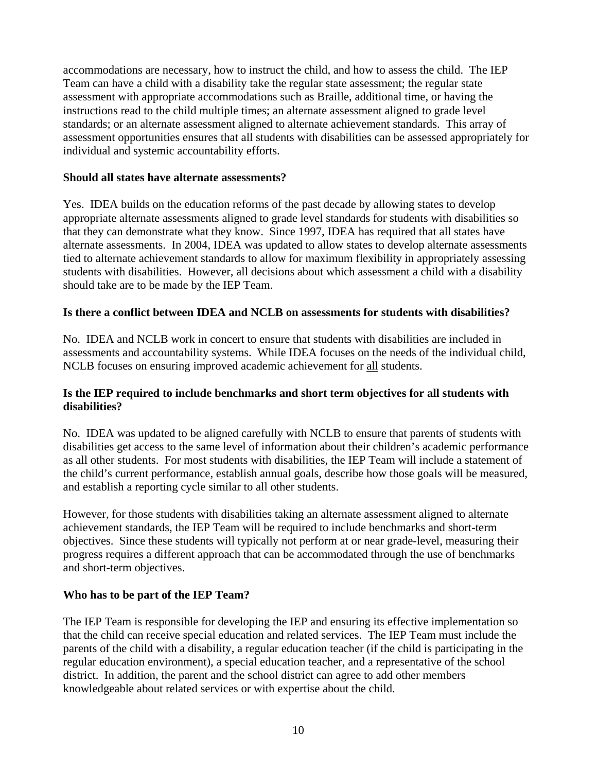accommodations are necessary, how to instruct the child, and how to assess the child. The IEP Team can have a child with a disability take the regular state assessment; the regular state assessment with appropriate accommodations such as Braille, additional time, or having the instructions read to the child multiple times; an alternate assessment aligned to grade level standards; or an alternate assessment aligned to alternate achievement standards. This array of assessment opportunities ensures that all students with disabilities can be assessed appropriately for individual and systemic accountability efforts.

**Should all states have alternate assessments?**

Yes. IDEA builds on the education reforms of the past decade by allowing states to develop appropriate alternate assessments aligned to grade level standards for students with disabilities so that they can demonstrate what they know. Since 1997, IDEA has required that all states have alternate assessments. In 2004, IDEA was updated to allow states to develop alternate assessments tied to alternate achievement standards to allow for maximum flexibility in appropriately assessing students with disabilities. However, all decisions about which assessment a child with a disability should take are to be made by the IEP Team.

**Is there a conflict between IDEA and NCLB on assessments for students with disabilities?**

No. IDEA and NCLB work in concert to ensure that students with disabilities are included in assessments and accountability systems. While IDEA focuses on the needs of the individual child, NCLB focuses on ensuring improved academic achievement for <u>all</u> students.

**Is the IEP required to include benchmarks and short term objectives for all students with disabilities?**

No. IDEA was updated to be aligned carefully with NCLB to ensure that parents of students with disabilities get access to the same level of information about their children's academic performance as all other students. For most students with disabilities, the IEP Team will include a statement of the child's current performance, establish annual goals, describe how those goals will be measured, and establish a reporting cycle similar to all other students.

However, for those students with disabilities taking an alternate assessment aligned to alternate achievement standards, the IEP Team will be required to include benchmarks and short-term objectives. Since these students will typically not perform at or near grade-level, measuring their progress requires a different approach that can be accommodated through the use of benchmarks and short-term objectives.

**Who has to be part of the IEP Team?**

The IEP Team is responsible for developing the IEP and ensuring its effective implementation so that the child can receive special education and related services. The IEP Team must include the parents of the child with a disability, a regular education teacher (if the child is participating in the regular education environment), a special education teacher, and a representative of the school district. In addition, the parent and the school district can agree to add other members knowledgeable about related services or with expertise about the child.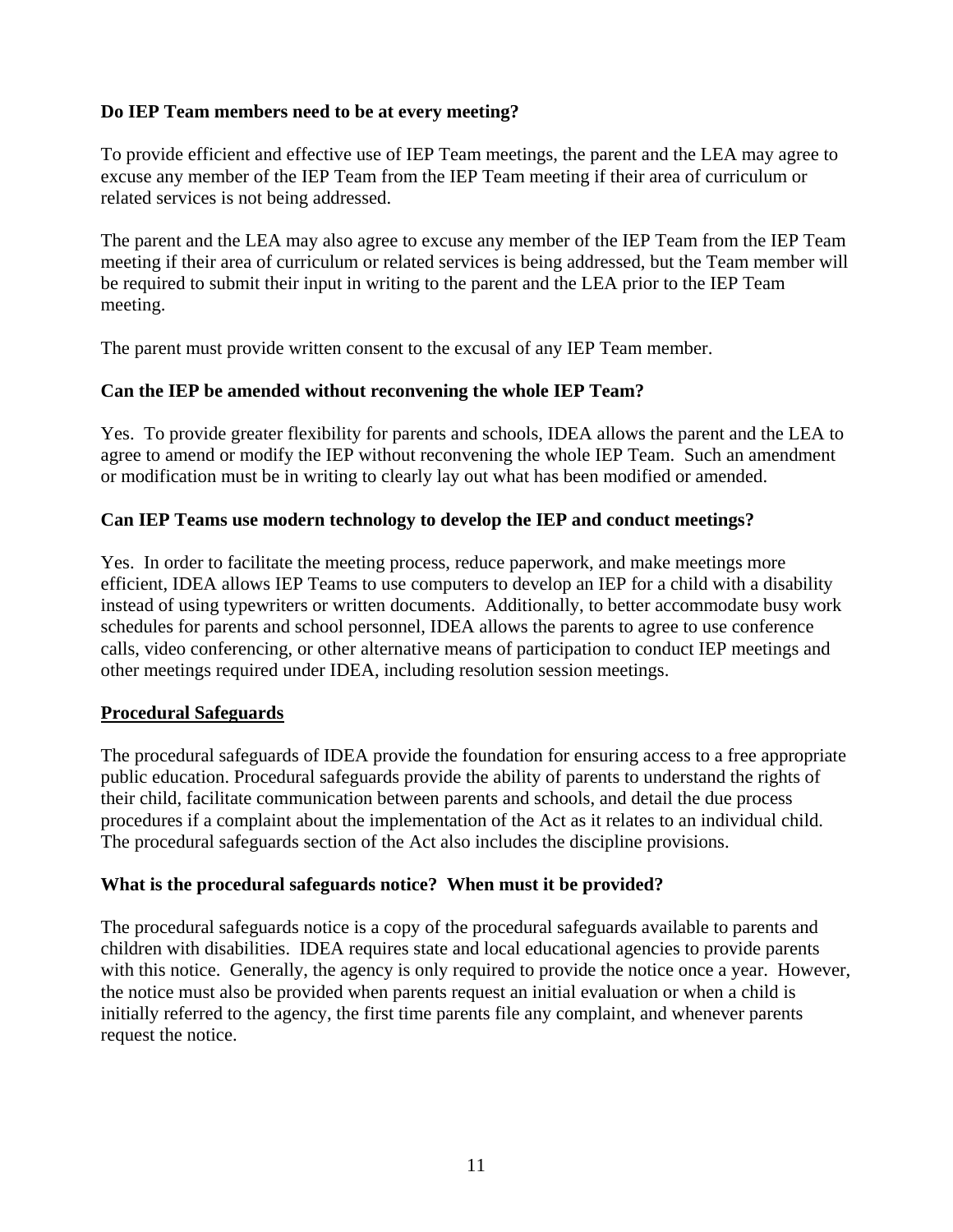**Do IEP Team members need to be at every meeting?**

To provide efficient and effective use of IEP Team meetings, the parent and the LEA may agree to excuse any member of the IEP Team from the IEP Team meeting if their area of curriculum or related services is not being addressed.

The parent and the LEA may also agree to excuse any member of the IEP Team from the IEP Team meeting if their area of curriculum or related services is being addressed, but the Team member will be required to submit their input in writing to the parent and the LEA prior to the IEP Team meeting.

The parent must provide written consent to the excusal of any IEP Team member.

**Can the IEP be amended without reconvening the whole IEP Team?**

Yes. To provide greater flexibility for parents and schools, IDEA allows the parent and the LEA to agree to amend or modify the IEP without reconvening the whole IEP Team. Such an amendment or modification must be in writing to clearly lay out what has been modified or amended.

**Can IEP Teams use modern technology to develop the IEP and conduct meetings?**

Yes. In order to facilitate the meeting process, reduce paperwork, and make meetings more efficient, IDEA allows IEP Teams to use computers to develop an IEP for a child with a disability instead of using typewriters or written documents. Additionally, to better accommodate busy work schedules for parents and school personnel, IDEA allows the parents to agree to use conference calls, video conferencing, or other alternative means of participation to conduct IEP meetings and other meetings required under IDEA, including resolution session meetings.

## Procedural Safeguards

The procedural safeguards of IDEA provide the foundation for ensuring access to a free appropriate public education. Procedural safeguards provide the ability of parents to understand the rights of their child, facilitate communication between parents and schools, and detail the due process procedures if a complaint about the implementation of the Act as it relates to an individual child. The procedural safeguards section of the Act also includes the discipline provisions.

**What is the procedural safeguards notice? When must it be provided?**

The procedural safeguards notice is a copy of the procedural safeguards available to parents and children with disabilities. IDEA requires state and local educational agencies to provide parents with this notice. Generally, the agency is only required to provide the notice once a year. However, the notice must also be provided when parents request an initial evaluation or when a child is initially referred to the agency, the first time parents file any complaint, and whenever parents request the notice.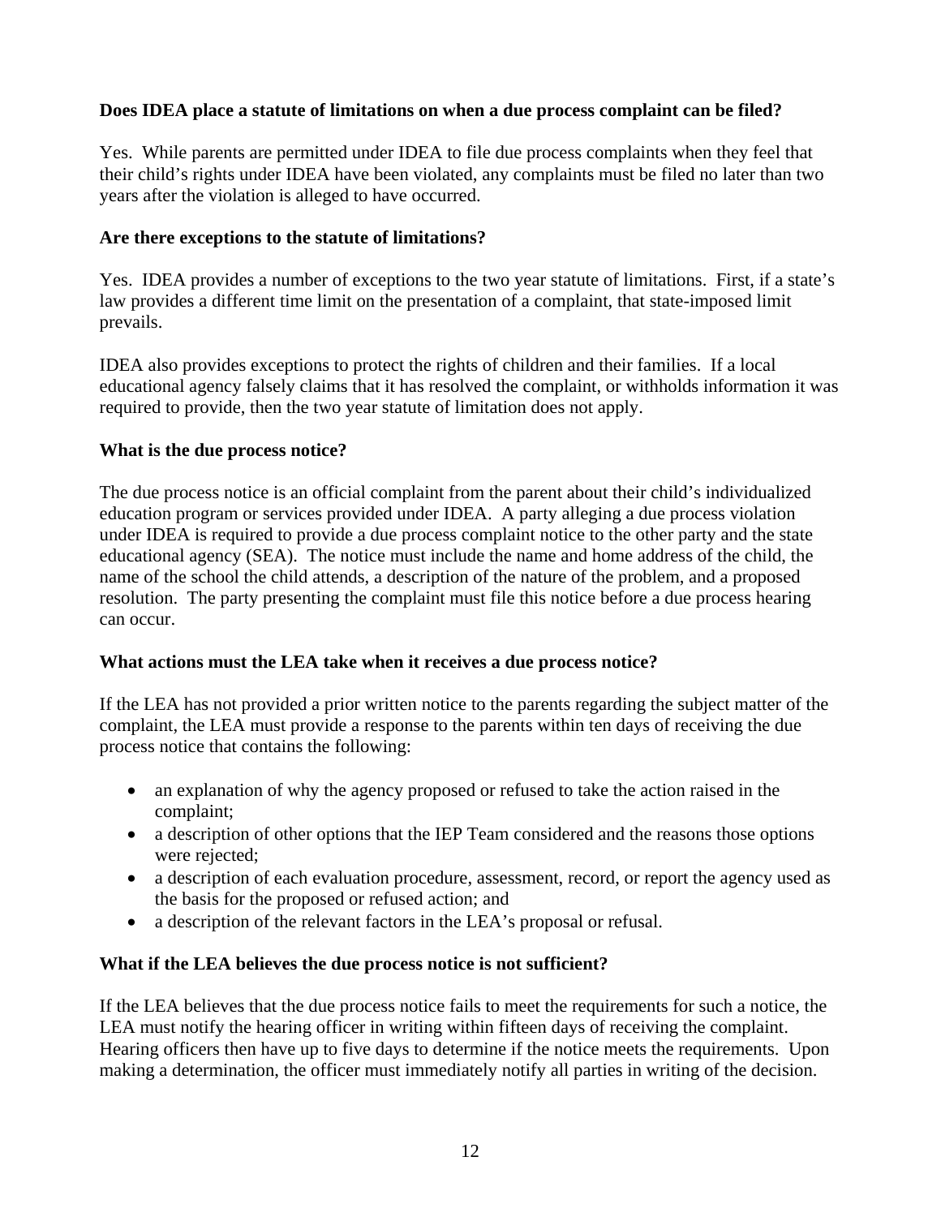**Does IDEA place a statute of limitations on when a due process complaint can be filed?**

Yes. While parents are permitted under IDEA to file due process complaints when they feel that their child's rights under IDEA have been violated, any complaints must be filed no later than two years after the violation is alleged to have occurred.

**Are there exceptions to the statute of limitations?**

Yes. IDEA provides a number of exceptions to the two year statute of limitations. First, if a state's law provides a different time limit on the presentation of a complaint, that state-imposed limit prevails.

IDEA also provides exceptions to protect the rights of children and their families. If a local educational agency falsely claims that it has resolved the complaint, or withholds information it was required to provide, then the two year statute of limitation does not apply.

**What is the due process notice?**

The due process notice is an official complaint from the parent about their child's individualized education program or services provided under IDEA. A party alleging a due process violation under IDEA is required to provide a due process complaint notice to the other party and the state educational agency (SEA). The notice must include the name and home address of the child, the name of the school the child attends, a description of the nature of the problem, and a proposed resolution. The party presenting the complaint must file this notice before a due process hearing can occur.

**What actions must the LEA take when it receives a due process notice?**

If the LEA has not provided a prior written notice to the parents regarding the subject matter of the complaint, the LEA must provide a response to the parents within ten days of receiving the due process notice that contains the following:

- an explanation of why the agency proposed or refused to take the action raised in the complaint;
- a description of other options that the IEP Team considered and the reasons those options were rejected;
- a description of each evaluation procedure, assessment, record, or report the agency used as the basis for the proposed or refused action; and
- a description of the relevant factors in the LEA's proposal or refusal.

**What if the LEA believes the due process notice is not sufficient?**

If the LEA believes that the due process notice fails to meet the requirements for such a notice, the LEA must notify the hearing officer in writing within fifteen days of receiving the complaint. Hearing officers then have up to five days to determine if the notice meets the requirements. Upon making a determination, the officer must immediately notify all parties in writing of the decision.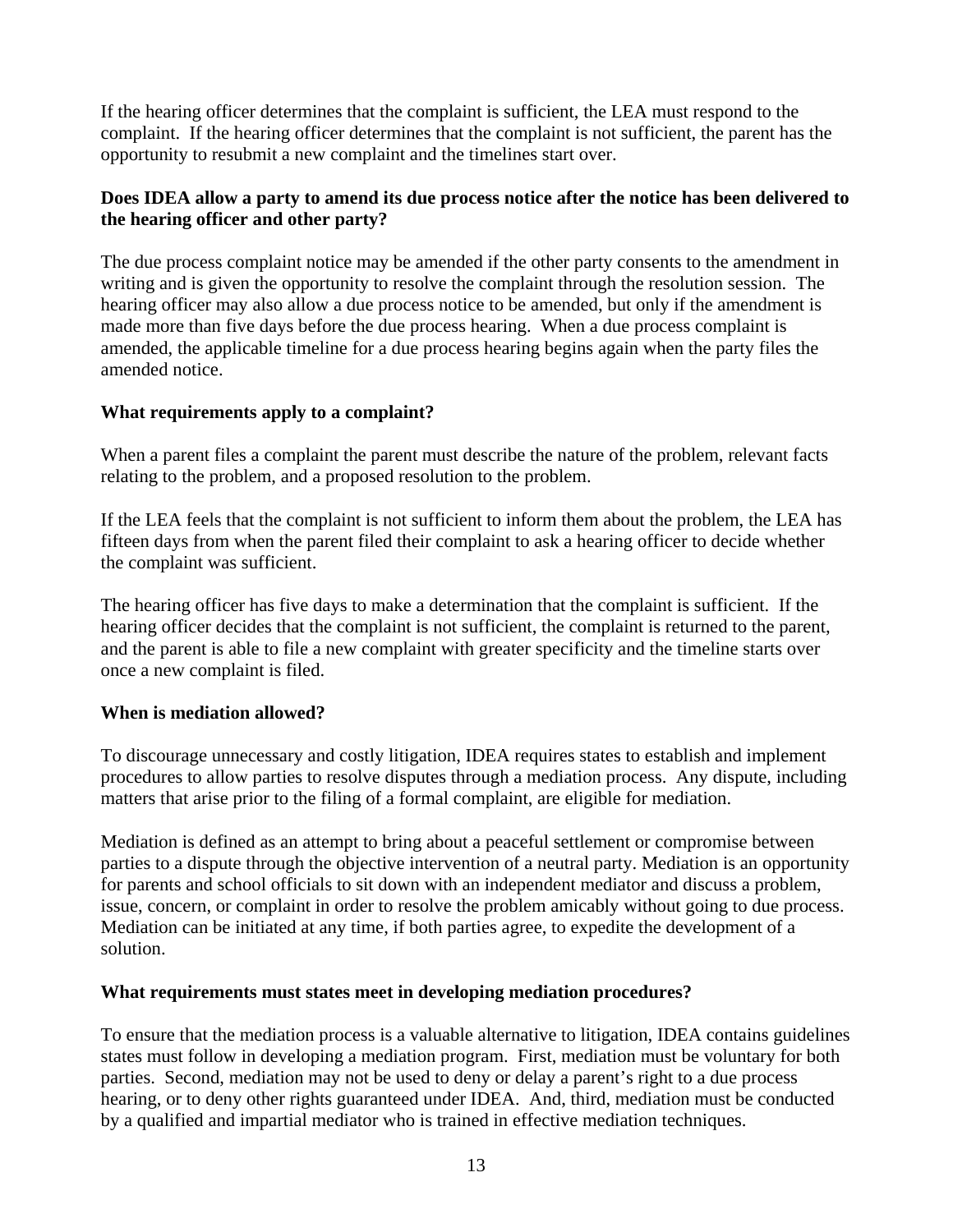If the hearing officer determines that the complaint is sufficient, the LEA must respond to the complaint. If the hearing officer determines that the complaint is not sufficient, the parent has the opportunity to resubmit a new complaint and the timelines start over.

**Does IDEA allow a party to amend its due process notice after the notice has been delivered to the hearing officer and other party?**

The due process complaint notice may be amended if the other party consents to the amendment in writing and is given the opportunity to resolve the complaint through the resolution session. The hearing officer may also allow a due process notice to be amended, but only if the amendment is made more than five days before the due process hearing. When a due process complaint is amended, the applicable timeline for a due process hearing begins again when the party files the amended notice.

**What requirements apply to a complaint?**

When a parent files a complaint the parent must describe the nature of the problem, relevant facts relating to the problem, and a proposed resolution to the problem.

If the LEA feels that the complaint is not sufficient to inform them about the problem, the LEA has fifteen days from when the parent filed their complaint to ask a hearing officer to decide whether the complaint was sufficient.

The hearing officer has five days to make a determination that the complaint is sufficient. If the hearing officer decides that the complaint is not sufficient, the complaint is returned to the parent, and the parent is able to file a new complaint with greater specificity and the timeline starts over once a new complaint is filed.

**When is mediation allowed?**

To discourage unnecessary and costly litigation, IDEA requires states to establish and implement procedures to allow parties to resolve disputes through a mediation process. Any dispute, including matters that arise prior to the filing of a formal complaint, are eligible for mediation.

Mediation is defined as an attempt to bring about a peaceful settlement or compromise between parties to a dispute through the objective intervention of a neutral party. Mediation is an opportunity for parents and school officials to sit down with an independent mediator and discuss a problem, issue, concern, or complaint in order to resolve the problem amicably without going to due process. Mediation can be initiated at any time, if both parties agree, to expedite the development of a solution.

**What requirements must states meet in developing mediation procedures?**

To ensure that the mediation process is a valuable alternative to litigation, IDEA contains guidelines states must follow in developing a mediation program. First, mediation must be voluntary for both parties. Second, mediation may not be used to deny or delay a parent's right to a due process hearing, or to deny other rights guaranteed under IDEA. And, third, mediation must be conducted by a qualified and impartial mediator who is trained in effective mediation techniques.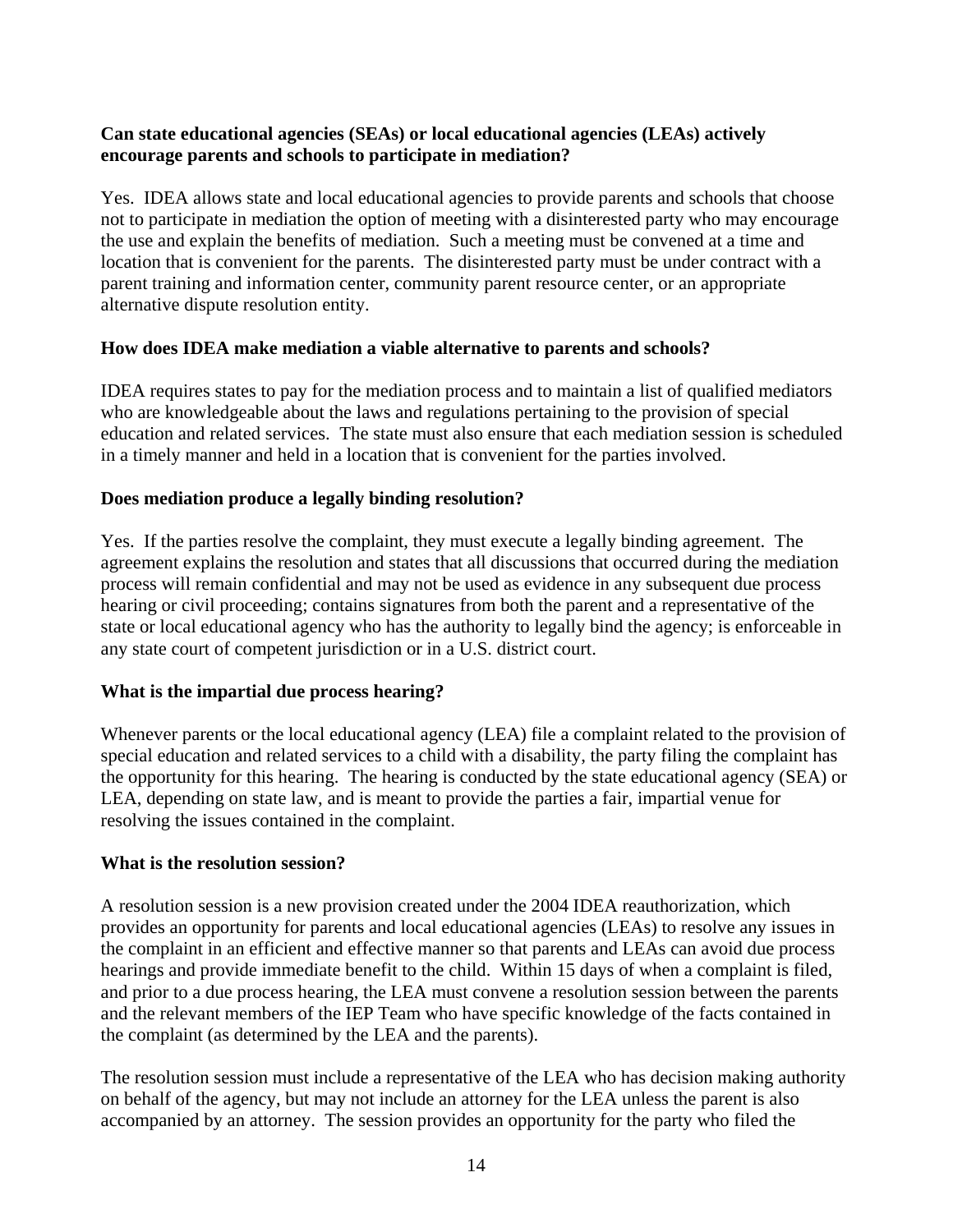**Can state educational agencies (SEAs) or local educational agencies (LEAs) actively encourage parents and schools to participate in mediation?**

Yes. IDEA allows state and local educational agencies to provide parents and schools that choose not to participate in mediation the option of meeting with a disinterested party who may encourage the use and explain the benefits of mediation. Such a meeting must be convened at a time and location that is convenient for the parents. The disinterested party must be under contract with a parent training and information center, community parent resource center, or an appropriate alternative dispute resolution entity.

**How does IDEA make mediation a viable alternative to parents and schools?**

IDEA requires states to pay for the mediation process and to maintain a list of qualified mediators who are knowledgeable about the laws and regulations pertaining to the provision of special education and related services. The state must also ensure that each mediation session is scheduled in a timely manner and held in a location that is convenient for the parties involved.

**Does mediation produce a legally binding resolution?**

Yes. If the parties resolve the complaint, they must execute a legally binding agreement. The agreement explains the resolution and states that all discussions that occurred during the mediation process will remain confidential and may not be used as evidence in any subsequent due process hearing or civil proceeding; contains signatures from both the parent and a representative of the state or local educational agency who has the authority to legally bind the agency; is enforceable in any state court of competent jurisdiction or in a U.S. district court.

**What is the impartial due process hearing?**

Whenever parents or the local educational agency (LEA) file a complaint related to the provision of special education and related services to a child with a disability, the party filing the complaint has the opportunity for this hearing. The hearing is conducted by the state educational agency (SEA) or LEA, depending on state law, and is meant to provide the parties a fair, impartial venue for resolving the issues contained in the complaint.

**What is the resolution session?**

A resolution session is a new provision created under the 2004 IDEA reauthorization, which provides an opportunity for parents and local educational agencies (LEAs) to resolve any issues in the complaint in an efficient and effective manner so that parents and LEAs can avoid due process hearings and provide immediate benefit to the child. Within 15 days of when a complaint is filed, and prior to a due process hearing, the LEA must convene a resolution session between the parents and the relevant members of the IEP Team who have specific knowledge of the facts contained in the complaint (as determined by the LEA and the parents).

The resolution session must include a representative of the LEA who has decision making authority on behalf of the agency, but may not include an attorney for the LEA unless the parent is also accompanied by an attorney. The session provides an opportunity for the party who filed the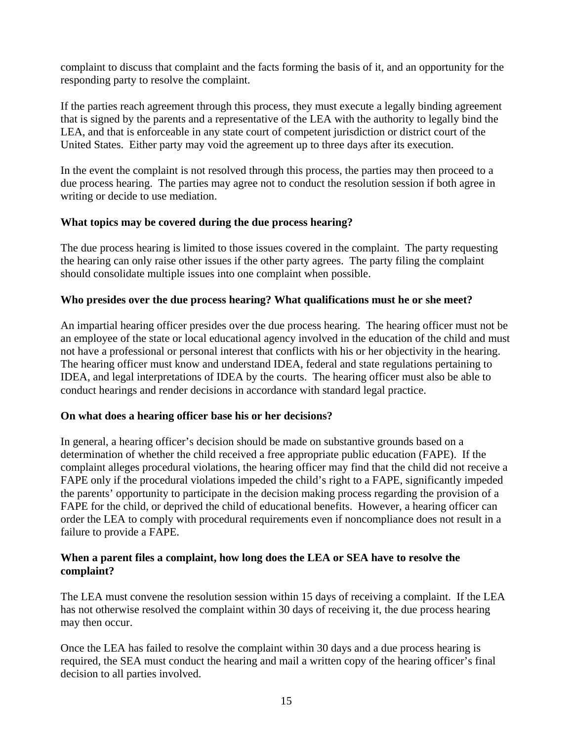complaint to discuss that complaint and the facts forming the basis of it, and an opportunity for the responding party to resolve the complaint.

If the parties reach agreement through this process, they must execute a legally binding agreement that is signed by the parents and a representative of the LEA with the authority to legally bind the LEA, and that is enforceable in any state court of competent jurisdiction or district court of the United States. Either party may void the agreement up to three days after its execution.

In the event the complaint is not resolved through this process, the parties may then proceed to a due process hearing. The parties may agree not to conduct the resolution session if both agree in writing or decide to use mediation.

**What topics may be covered during the due process hearing?**

The due process hearing is limited to those issues covered in the complaint. The party requesting the hearing can only raise other issues if the other party agrees. The party filing the complaint should consolidate multiple issues into one complaint when possible.

**Who presides over the due process hearing? What qualifications must he or she meet?**

An impartial hearing officer presides over the due process hearing. The hearing officer must not be an employee of the state or local educational agency involved in the education of the child and must not have a professional or personal interest that conflicts with his or her objectivity in the hearing. The hearing officer must know and understand IDEA, federal and state regulations pertaining to IDEA, and legal interpretations of IDEA by the courts. The hearing officer must also be able to conduct hearings and render decisions in accordance with standard legal practice.

**On what does a hearing officer base his or her decisions?**

In general, a hearing officer's decision should be made on substantive grounds based on a determination of whether the child received a free appropriate public education (FAPE). If the complaint alleges procedural violations, the hearing officer may find that the child did not receive a FAPE only if the procedural violations impeded the child's right to a FAPE, significantly impeded the parents' opportunity to participate in the decision making process regarding the provision of a FAPE for the child, or deprived the child of educational benefits. However, a hearing officer can order the LEA to comply with procedural requirements even if noncompliance does not result in a failure to provide a FAPE.

**When a parent files a complaint, how long does the LEA or SEA have to resolve the complaint?**

The LEA must convene the resolution session within 15 days of receiving a complaint. If the LEA has not otherwise resolved the complaint within 30 days of receiving it, the due process hearing may then occur.

Once the LEA has failed to resolve the complaint within 30 days and a due process hearing is required, the SEA must conduct the hearing and mail a written copy of the hearing officer's final decision to all parties involved.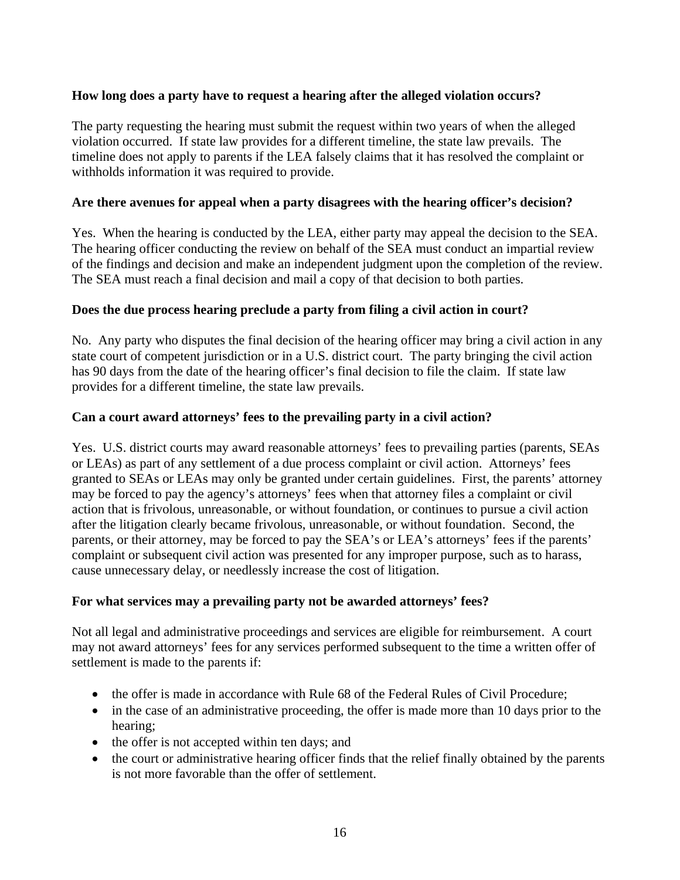**How long does a party have to request a hearing after the alleged violation occurs?**

The party requesting the hearing must submit the request within two years of when the alleged violation occurred. If state law provides for a different timeline, the state law prevails. The timeline does not apply to parents if the LEA falsely claims that it has resolved the complaint or withholds information it was required to provide.

**Are there avenues for appeal when a party disagrees with the hearing officer's decision?**

Yes. When the hearing is conducted by the LEA, either party may appeal the decision to the SEA. The hearing officer conducting the review on behalf of the SEA must conduct an impartial review of the findings and decision and make an independent judgment upon the completion of the review. The SEA must reach a final decision and mail a copy of that decision to both parties.

**Does the due process hearing preclude a party from filing a civil action in court?**

No. Any party who disputes the final decision of the hearing officer may bring a civil action in any state court of competent jurisdiction or in a U.S. district court. The party bringing the civil action has 90 days from the date of the hearing officer's final decision to file the claim. If state law provides for a different timeline, the state law prevails.

**Can a court award attorneys' fees to the prevailing party in a civil action?**

Yes. U.S. district courts may award reasonable attorneys' fees to prevailing parties (parents, SEAs or LEAs) as part of any settlement of a due process complaint or civil action. Attorneys' fees granted to SEAs or LEAs may only be granted under certain guidelines. First, the parents' attorney may be forced to pay the agency's attorneys' fees when that attorney files a complaint or civil action that is frivolous, unreasonable, or without foundation, or continues to pursue a civil action after the litigation clearly became frivolous, unreasonable, or without foundation. Second, the parents, or their attorney, may be forced to pay the SEA's or LEA's attorneys' fees if the parents' complaint or subsequent civil action was presented for any improper purpose, such as to harass, cause unnecessary delay, or needlessly increase the cost of litigation.

**For what services may a prevailing party not be awarded attorneys' fees?**

Not all legal and administrative proceedings and services are eligible for reimbursement. A court may not award attorneys' fees for any services performed subsequent to the time a written offer of settlement is made to the parents if:

- the offer is made in accordance with Rule 68 of the Federal Rules of Civil Procedure;
- in the case of an administrative proceeding, the offer is made more than 10 days prior to the hearing;
- the offer is not accepted within ten days; and
- the court or administrative hearing officer finds that the relief finally obtained by the parents is not more favorable than the offer of settlement.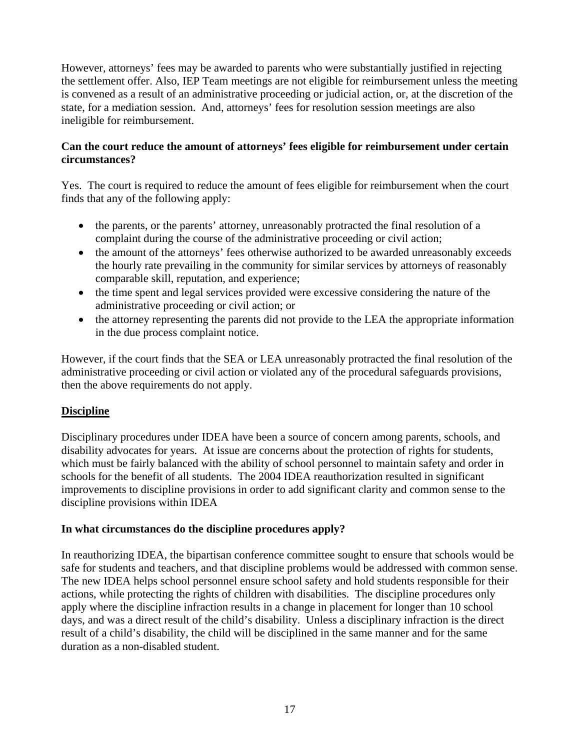However, attorneys' fees may be awarded to parents who were substantially justified in rejecting the settlement offer. Also, IEP Team meetings are not eligible for reimbursement unless the meeting is convened as a result of an administrative proceeding or judicial action, or, at the discretion of the state, for a mediation session. And, attorneys' fees for resolution session meetings are also ineligible for reimbursement.

**Can the court reduce the amount of attorneys' fees eligible for reimbursement under certain circumstances?**

Yes. The court is required to reduce the amount of fees eligible for reimbursement when the court finds that any of the following apply:

- the parents, or the parents' attorney, unreasonably protracted the final resolution of a complaint during the course of the administrative proceeding or civil action;
- the amount of the attorneys' fees otherwise authorized to be awarded unreasonably exceeds the hourly rate prevailing in the community for similar services by attorneys of reasonably comparable skill, reputation, and experience;
- the time spent and legal services provided were excessive considering the nature of the administrative proceeding or civil action; or
- the attorney representing the parents did not provide to the LEA the appropriate information in the due process complaint notice.

However, if the court finds that the SEA or LEA unreasonably protracted the final resolution of the administrative proceeding or civil action or violated any of the procedural safeguards provisions, then the above requirements do not apply.

## Discipline

Disciplinary procedures under IDEA have been a source of concern among parents, schools, and disability advocates for years. At issue are concerns about the protection of rights for students, which must be fairly balanced with the ability of school personnel to maintain safety and order in schools for the benefit of all students. The 2004 IDEA reauthorization resulted in significant improvements to discipline provisions in order to add significant clarity and common sense to the discipline provisions within IDEA

**In what circumstances do the discipline procedures apply?**

In reauthorizing IDEA, the bipartisan conference committee sought to ensure that schools would be safe for students and teachers, and that discipline problems would be addressed with common sense. The new IDEA helps school personnel ensure school safety and hold students responsible for their actions, while protecting the rights of children with disabilities. The discipline procedures only apply where the discipline infraction results in a change in placement for longer than 10 school days, and was a direct result of the child's disability. Unless a disciplinary infraction is the direct result of a child's disability, the child will be disciplined in the same manner and for the same duration as a non-disabled student.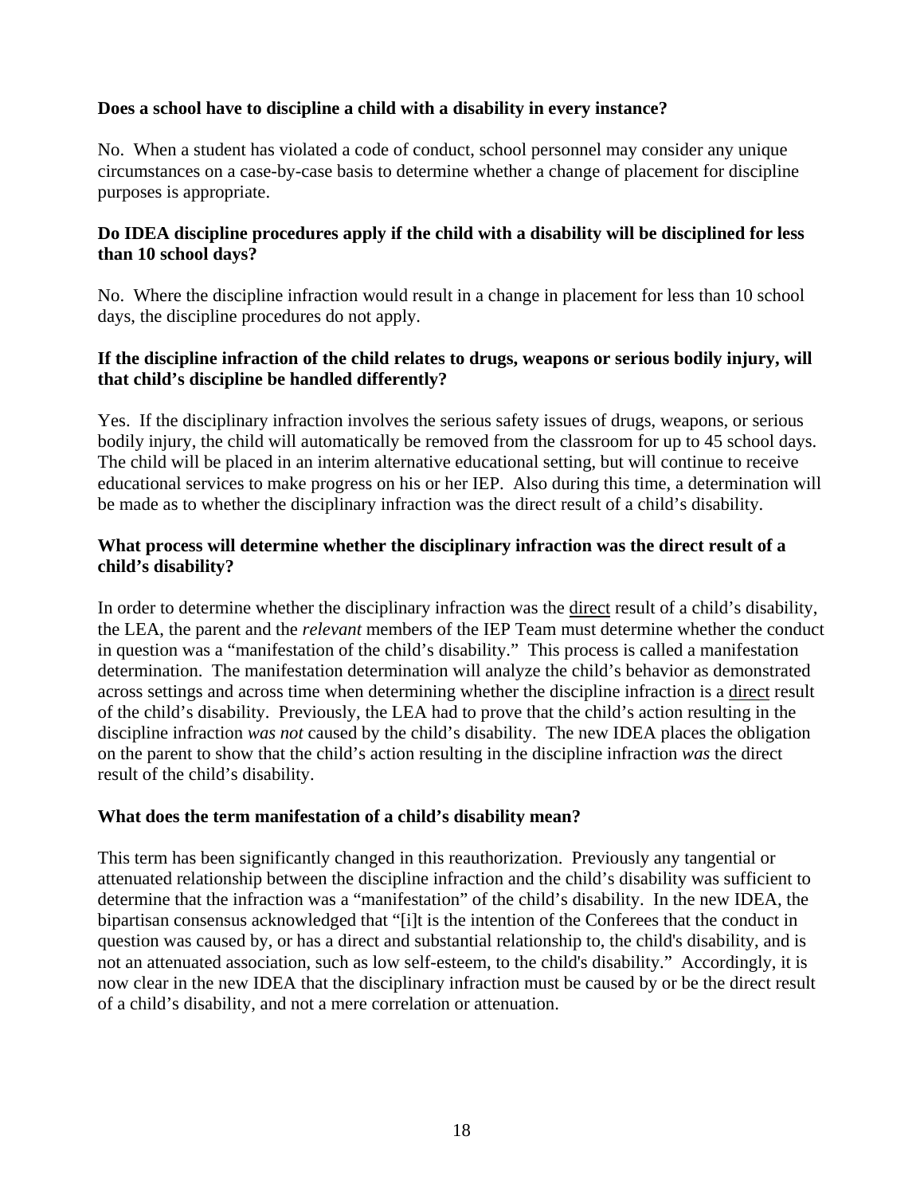**Does a school have to discipline a child with a disability in every instance?**

No. When a student has violated a code of conduct, school personnel may consider any unique circumstances on a case-by-case basis to determine whether a change of placement for discipline purposes is appropriate.

**Do IDEA discipline procedures apply if the child with a disability will be disciplined for less than 10 school days?**

No. Where the discipline infraction would result in a change in placement for less than 10 school days, the discipline procedures do not apply.

**If the discipline infraction of the child relates to drugs, weapons or serious bodily injury, will that child's discipline be handled differently?**

Yes. If the disciplinary infraction involves the serious safety issues of drugs, weapons, or serious bodily injury, the child will automatically be removed from the classroom for up to 45 school days. The child will be placed in an interim alternative educational setting, but will continue to receive educational services to make progress on his or her IEP. Also during this time, a determination will be made as to whether the disciplinary infraction was the direct result of a child's disability.

**What process will determine whether the disciplinary infraction was the direct result of a child's disability?**

In order to determine whether the disciplinary infraction was the direct result of a child's disability, the LEA, the parent and the *relevant* members of the IEP Team must determine whether the conduct in question was a "manifestation of the child's disability." This process is called a manifestation determination. The manifestation determination will analyze the child's behavior as demonstrated across settings and across time when determining whether the discipline infraction is a direct result of the child's disability. Previously, the LEA had to prove that the child's action resulting in the discipline infraction *was not* caused by the child's disability. The new IDEA places the obligation on the parent to show that the child's action resulting in the discipline infraction *was* the direct result of the child's disability.

**What does the term manifestation of a child's disability mean?**

This term has been significantly changed in this reauthorization. Previously any tangential or attenuated relationship between the discipline infraction and the child's disability was sufficient to determine that the infraction was a "manifestation" of the child's disability. In the new IDEA, the bipartisan consensus acknowledged that "[i]t is the intention of the Conferees that the conduct in question was caused by, or has a direct and substantial relationship to, the child's disability, and is not an attenuated association, such as low self-esteem, to the child's disability." Accordingly, it is now clear in the new IDEA that the disciplinary infraction must be caused by or be the direct result of a child's disability, and not a mere correlation or attenuation.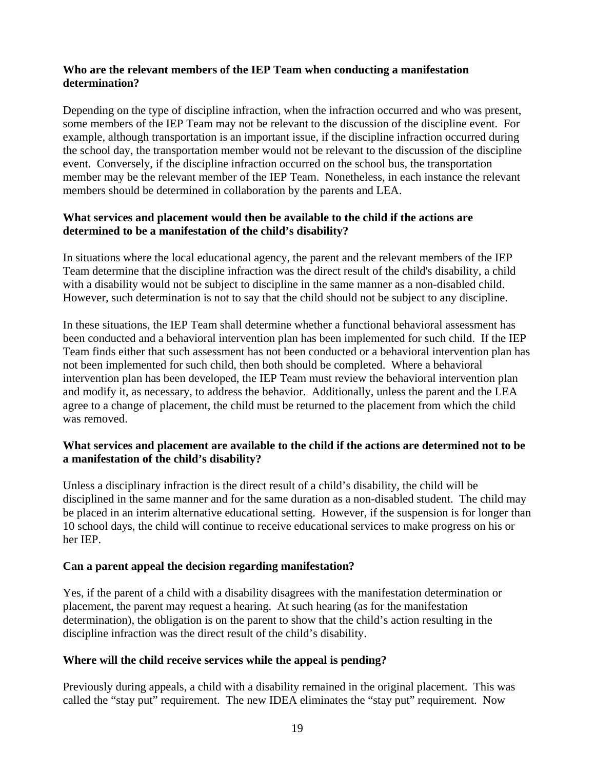**Who are the relevant members of the IEP Team when conducting a manifestation determination?**

Depending on the type of discipline infraction, when the infraction occurred and who was present, some members of the IEP Team may not be relevant to the discussion of the discipline event. For example, although transportation is an important issue, if the discipline infraction occurred during the school day, the transportation member would not be relevant to the discussion of the discipline event. Conversely, if the discipline infraction occurred on the school bus, the transportation member may be the relevant member of the IEP Team. Nonetheless, in each instance the relevant members should be determined in collaboration by the parents and LEA.

**What services and placement would then be available to the child if the actions are determined to be a manifestation of the child's disability?**

In situations where the local educational agency, the parent and the relevant members of the IEP Team determine that the discipline infraction was the direct result of the child's disability, a child with a disability would not be subject to discipline in the same manner as a non-disabled child. However, such determination is not to say that the child should not be subject to any discipline.

In these situations, the IEP Team shall determine whether a functional behavioral assessment has been conducted and a behavioral intervention plan has been implemented for such child. If the IEP Team finds either that such assessment has not been conducted or a behavioral intervention plan has not been implemented for such child, then both should be completed. Where a behavioral intervention plan has been developed, the IEP Team must review the behavioral intervention plan and modify it, as necessary, to address the behavior. Additionally, unless the parent and the LEA agree to a change of placement, the child must be returned to the placement from which the child was removed.

**What services and placement are available to the child if the actions are determined not to be a manifestation of the child's disability?**

Unless a disciplinary infraction is the direct result of a child's disability, the child will be disciplined in the same manner and for the same duration as a non-disabled student. The child may be placed in an interim alternative educational setting. However, if the suspension is for longer than 10 school days, the child will continue to receive educational services to make progress on his or her IEP.

**Can a parent appeal the decision regarding manifestation?**

Yes, if the parent of a child with a disability disagrees with the manifestation determination or placement, the parent may request a hearing. At such hearing (as for the manifestation determination), the obligation is on the parent to show that the child's action resulting in the discipline infraction was the direct result of the child's disability.

**Where will the child receive services while the appeal is pending?**

Previously during appeals, a child with a disability remained in the original placement. This was called the "stay put" requirement. The new IDEA eliminates the "stay put" requirement. Now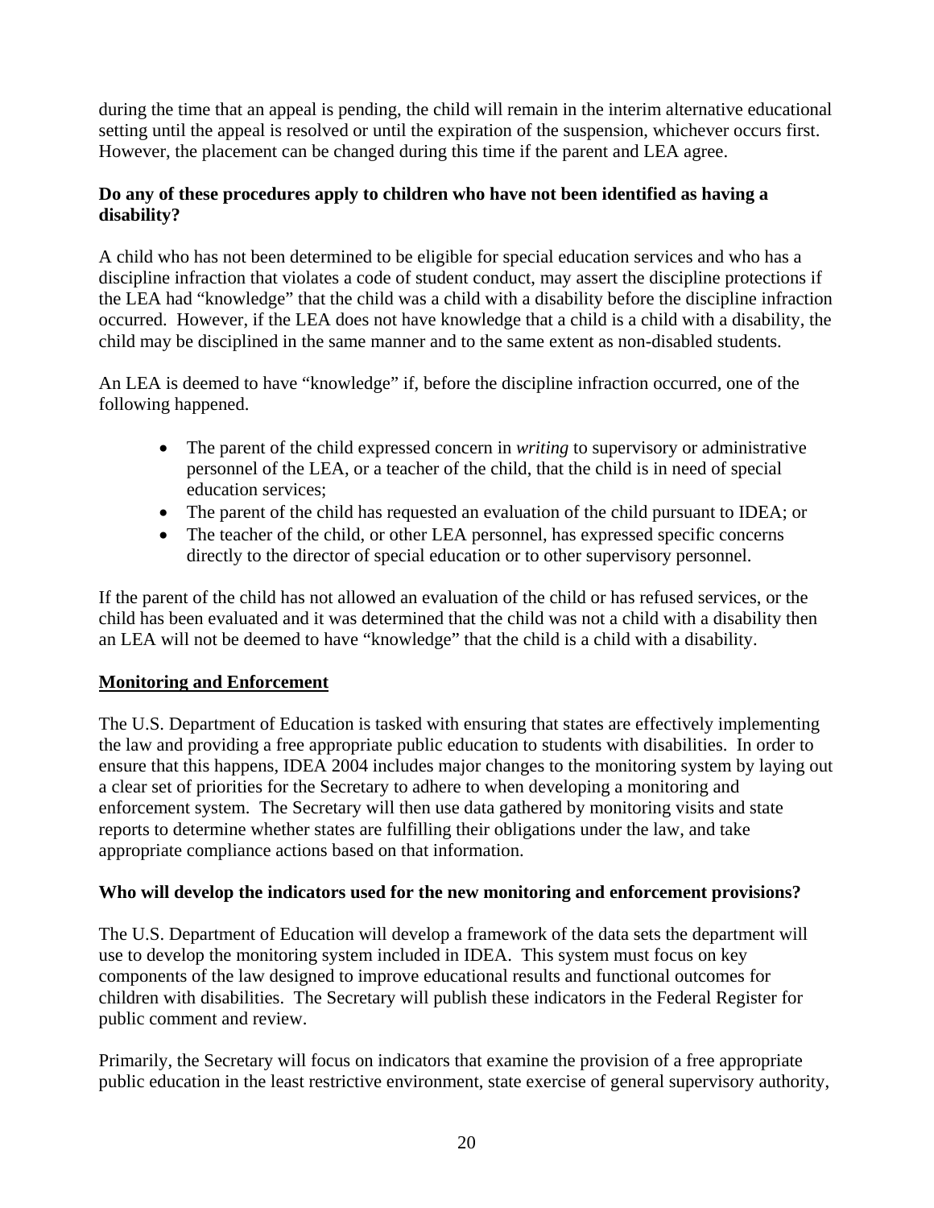during the time that an appeal is pending, the child will remain in the interim alternative educational setting until the appeal is resolved or until the expiration of the suspension, whichever occurs first. However, the placement can be changed during this time if the parent and LEA agree.

**Do any of these procedures apply to children who have not been identified as having a disability?**

A child who has not been determined to be eligible for special education services and who has a discipline infraction that violates a code of student conduct, may assert the discipline protections if the LEA had "knowledge" that the child was a child with a disability before the discipline infraction occurred. However, if the LEA does not have knowledge that a child is a child with a disability, the child may be disciplined in the same manner and to the same extent as non-disabled students.

An LEA is deemed to have "knowledge" if, before the discipline infraction occurred, one of the following happened.

- The parent of the child expressed concern in *writing* to supervisory or administrative personnel of the LEA, or a teacher of the child, that the child is in need of special education services;
- The parent of the child has requested an evaluation of the child pursuant to IDEA; or
- The teacher of the child, or other LEA personnel, has expressed specific concerns directly to the director of special education or to other supervisory personnel.

If the parent of the child has not allowed an evaluation of the child or has refused services, or the child has been evaluated and it was determined that the child was not a child with a disability then an LEA will not be deemed to have "knowledge" that the child is a child with a disability.

## Monitoring and Enforcement

The U.S. Department of Education is tasked with ensuring that states are effectively implementing the law and providing a free appropriate public education to students with disabilities. In order to ensure that this happens, IDEA 2004 includes major changes to the monitoring system by laying out a clear set of priorities for the Secretary to adhere to when developing a monitoring and enforcement system. The Secretary will then use data gathered by monitoring visits and state reports to determine whether states are fulfilling their obligations under the law, and take appropriate compliance actions based on that information.

**Who will develop the indicators used for the new monitoring and enforcement provisions?**

The U.S. Department of Education will develop a framework of the data sets the department will use to develop the monitoring system included in IDEA. This system must focus on key components of the law designed to improve educational results and functional outcomes for children with disabilities. The Secretary will publish these indicators in the Federal Register for public comment and review.

Primarily, the Secretary will focus on indicators that examine the provision of a free appropriate public education in the least restrictive environment, state exercise of general supervisory authority,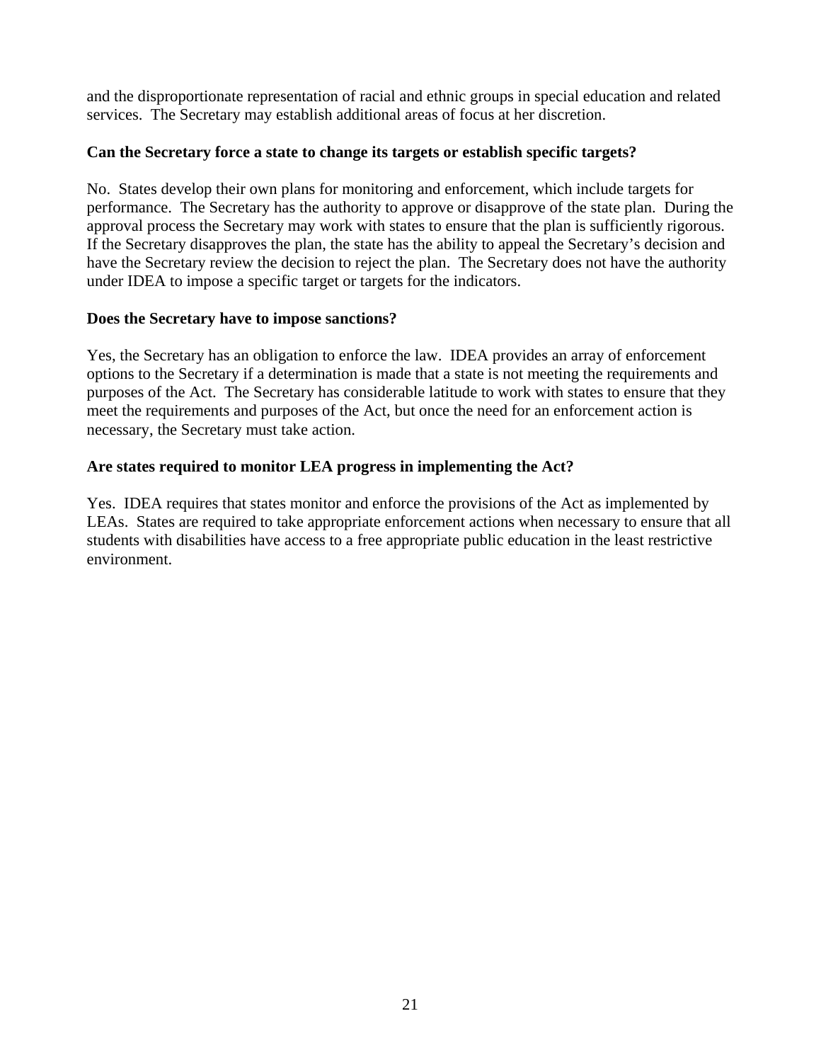and the disproportionate representation of racial and ethnic groups in special education and related services. The Secretary may establish additional areas of focus at her discretion.

**Can the Secretary force a state to change its targets or establish specific targets?**

No. States develop their own plans for monitoring and enforcement, which include targets for performance. The Secretary has the authority to approve or disapprove of the state plan. During the approval process the Secretary may work with states to ensure that the plan is sufficiently rigorous. If the Secretary disapproves the plan, the state has the ability to appeal the Secretary's decision and have the Secretary review the decision to reject the plan. The Secretary does not have the authority under IDEA to impose a specific target or targets for the indicators.

**Does the Secretary have to impose sanctions?**

Yes, the Secretary has an obligation to enforce the law. IDEA provides an array of enforcement options to the Secretary if a determination is made that a state is not meeting the requirements and purposes of the Act. The Secretary has considerable latitude to work with states to ensure that they meet the requirements and purposes of the Act, but once the need for an enforcement action is necessary, the Secretary must take action.

**Are states required to monitor LEA progress in implementing the Act?**

Yes. IDEA requires that states monitor and enforce the provisions of the Act as implemented by LEAs. States are required to take appropriate enforcement actions when necessary to ensure that all students with disabilities have access to a free appropriate public education in the least restrictive environment.